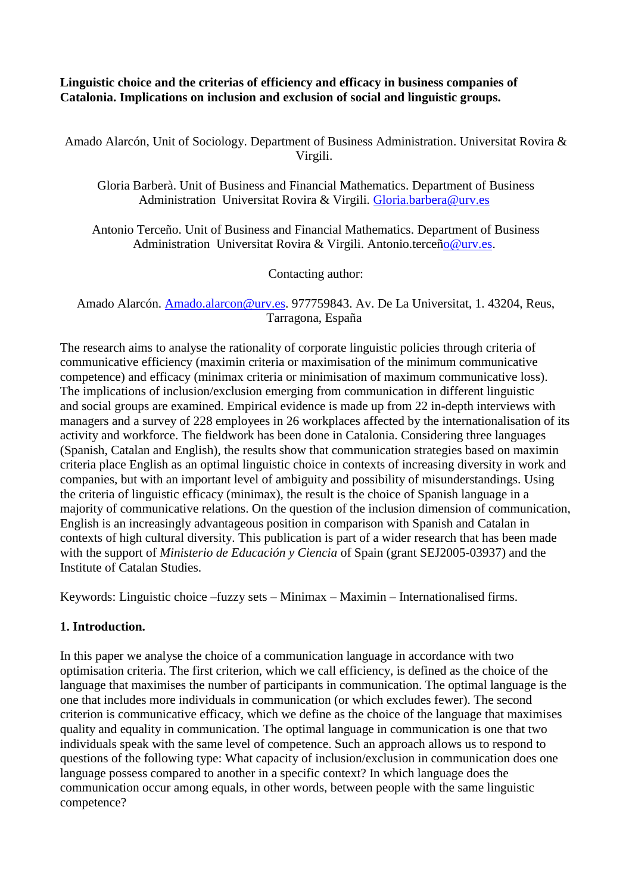**Linguistic choice and the criterias of efficiency and efficacy in business companies of Catalonia. Implications on inclusion and exclusion of social and linguistic groups.**

Amado Alarcón, Unit of Sociology. Department of Business Administration. Universitat Rovira & Virgili.

Gloria Barberà. Unit of Business and Financial Mathematics. Department of Business Administration Universitat Rovira & Virgili. Gloria.barbera@urv.es

Antonio Terceño. Unit of Business and Financial Mathematics. Department of Business Administration Universitat Rovira & Virgili. Antonio.terceño@urv.es.

Contacting author:

Amado Alarcón. Amado.alarcon@urv.es. 977759843. Av. De La Universitat, 1. 43204, Reus, Tarragona, España

The research aims to analyse the rationality of corporate linguistic policies through criteria of communicative efficiency (maximin criteria or maximisation of the minimum communicative competence) and efficacy (minimax criteria or minimisation of maximum communicative loss). The implications of inclusion/exclusion emerging from communication in different linguistic and social groups are examined. Empirical evidence is made up from 22 in-depth interviews with managers and a survey of 228 employees in 26 workplaces affected by the internationalisation of its activity and workforce. The fieldwork has been done in Catalonia. Considering three languages (Spanish, Catalan and English), the results show that communication strategies based on maximin criteria place English as an optimal linguistic choice in contexts of increasing diversity in work and companies, but with an important level of ambiguity and possibility of misunderstandings. Using the criteria of linguistic efficacy (minimax), the result is the choice of Spanish language in a majority of communicative relations. On the question of the inclusion dimension of communication, English is an increasingly advantageous position in comparison with Spanish and Catalan in contexts of high cultural diversity. This publication is part of a wider research that has been made with the support of *Ministerio de Educación y Ciencia* of Spain (grant SEJ2005-03937) and the Institute of Catalan Studies.

Keywords: Linguistic choice –fuzzy sets – Minimax – Maximin – Internationalised firms.

## 1. Introduction.

In this paper we analyse the choice of a communication language in accordance with two optimisation criteria. The first criterion, which we call efficiency, is defined as the choice of the language that maximises the number of participants in communication. The optimal language is the one that includes more individuals in communication (or which excludes fewer). The second criterion is communicative efficacy, which we define as the choice of the language that maximises quality and equality in communication. The optimal language in communication is one that two individuals speak with the same level of competence. Such an approach allows us to respond to questions of the following type: What capacity of inclusion/exclusion in communication does one language possess compared to another in a specific context? In which language does the communication occur among equals, in other words, between people with the same linguistic competence?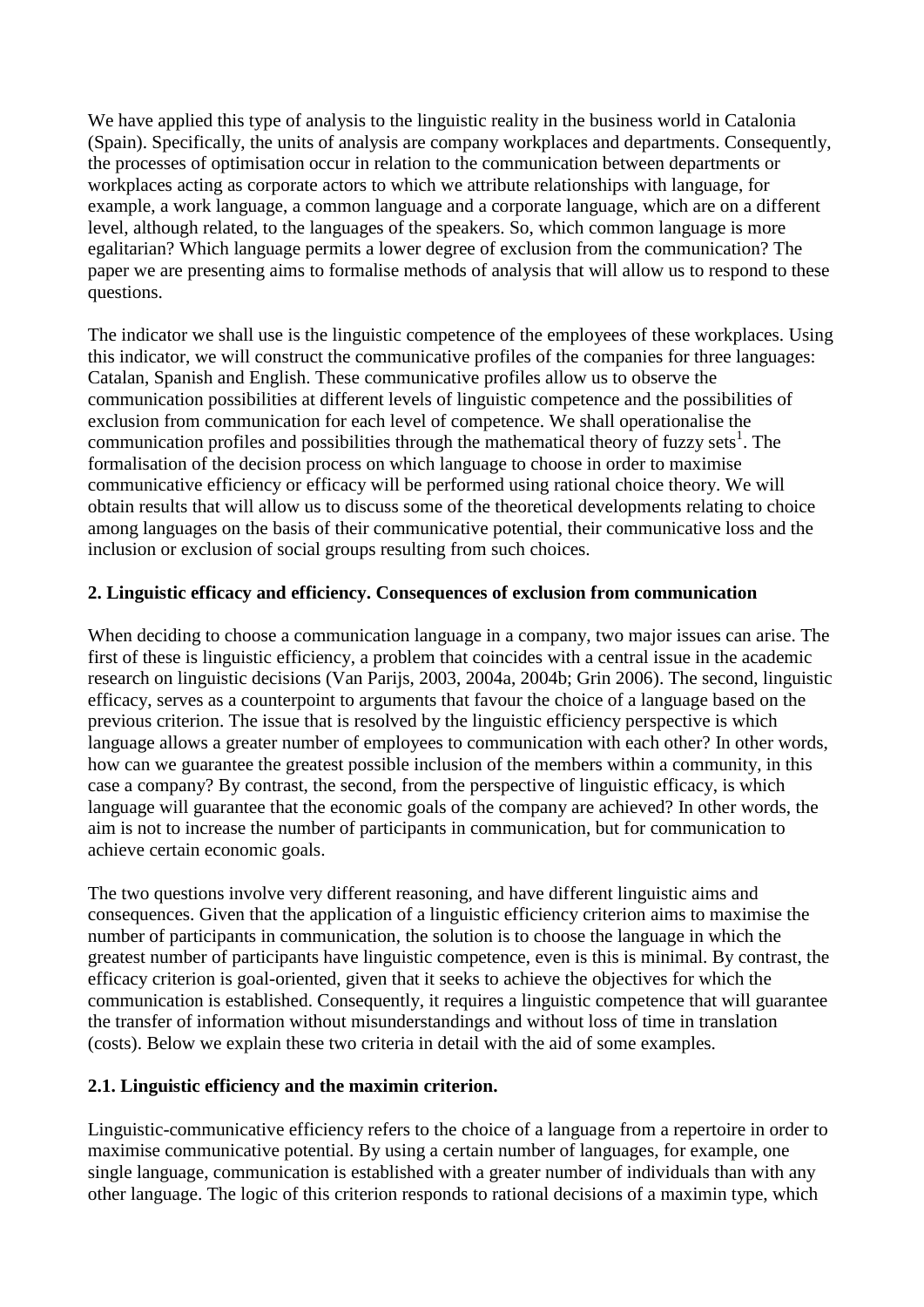We have applied this type of analysis to the linguistic reality in the business world in Catalonia (Spain). Specifically, the units of analysis are company workplaces and departments. Consequently, the processes of optimisation occur in relation to the communication between departments or workplaces acting as corporate actors to which we attribute relationships with language, for example, a work language, a common language and a corporate language, which are on a different level, although related, to the languages of the speakers. So, which common language is more egalitarian? Which language permits a lower degree of exclusion from the communication? The paper we are presenting aims to formalise methods of analysis that will allow us to respond to these questions.

The indicator we shall use is the linguistic competence of the employees of these workplaces. Using this indicator, we will construct the communicative profiles of the companies for three languages: Catalan, Spanish and English. These communicative profiles allow us to observe the communication possibilities at different levels of linguistic competence and the possibilities of exclusion from communication for each level of competence. We shall operationalise the communication profiles and possibilities through the mathematical theory of fuzzy sets[1]. The formalisation of the decision process on which language to choose in order to maximise communicative efficiency or efficacy will be performed using rational choice theory. We will obtain results that will allow us to discuss some of the theoretical developments relating to choice among languages on the basis of their communicative potential, their communicative loss and the inclusion or exclusion of social groups resulting from such choices.

## 2. Linguistic efficacy and efficiency. Consequences of exclusion from communication

When deciding to choose a communication language in a company, two major issues can arise. The first of these is linguistic efficiency, a problem that coincides with a central issue in the academic research on linguistic decisions (Van Parijs, 2003, 2004a, 2004b; Grin 2006). The second, linguistic efficacy, serves as a counterpoint to arguments that favour the choice of a language based on the previous criterion. The issue that is resolved by the linguistic efficiency perspective is which language allows a greater number of employees to communication with each other? In other words, how can we guarantee the greatest possible inclusion of the members within a community, in this case a company? By contrast, the second, from the perspective of linguistic efficacy, is which language will guarantee that the economic goals of the company are achieved? In other words, the aim is not to increase the number of participants in communication, but for communication to achieve certain economic goals.

The two questions involve very different reasoning, and have different linguistic aims and consequences. Given that the application of a linguistic efficiency criterion aims to maximise the number of participants in communication, the solution is to choose the language in which the greatest number of participants have linguistic competence, even is this is minimal. By contrast, the efficacy criterion is goal-oriented, given that it seeks to achieve the objectives for which the communication is established. Consequently, it requires a linguistic competence that will guarantee the transfer of information without misunderstandings and without loss of time in translation (costs). Below we explain these two criteria in detail with the aid of some examples.

### 2.1. Linguistic efficiency and the maximin criterion.

Linguistic-communicative efficiency refers to the choice of a language from a repertoire in order to maximise communicative potential. By using a certain number of languages, for example, one single language, communication is established with a greater number of individuals than with any other language. The logic of this criterion responds to rational decisions of a maximin type, which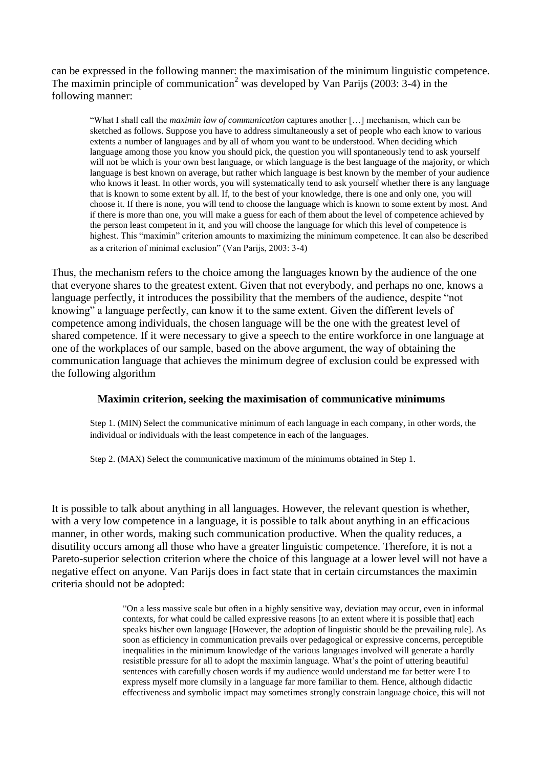can be expressed in the following manner: the maximisation of the minimum linguistic competence. The maximin principle of communication[2] was developed by Van Parijs (2003: 3-4) in the following manner:

> "What I shall call the *maximin law of communication* captures another […] mechanism, which can be sketched as follows. Suppose you have to address simultaneously a set of people who each know to various extents a number of languages and by all of whom you want to be understood. When deciding which language among those you know you should pick, the question you will spontaneously tend to ask yourself will not be which is your own best language, or which language is the best language of the majority, or which language is best known on average, but rather which language is best known by the member of your audience who knows it least. In other words, you will systematically tend to ask yourself whether there is any language that is known to some extent by all. If, to the best of your knowledge, there is one and only one, you will choose it. If there is none, you will tend to choose the language which is known to some extent by most. And if there is more than one, you will make a guess for each of them about the level of competence achieved by the person least competent in it, and you will choose the language for which this level of competence is highest. This "maximin" criterion amounts to maximizing the minimum competence. It can also be described as a criterion of minimal exclusion" (Van Parijs, 2003: 3-4)

Thus, the mechanism refers to the choice among the languages known by the audience of the one that everyone shares to the greatest extent. Given that not everybody, and perhaps no one, knows a language perfectly, it introduces the possibility that the members of the audience, despite "not knowing" a language perfectly, can know it to the same extent. Given the different levels of competence among individuals, the chosen language will be the one with the greatest level of shared competence. If it were necessary to give a speech to the entire workforce in one language at one of the workplaces of our sample, based on the above argument, the way of obtaining the communication language that achieves the minimum degree of exclusion could be expressed with the following algorithm

**Maximin criterion, seeking the maximisation of communicative minimums**

> Step 1. (MIN) Select the communicative minimum of each language in each company, in other words, the individual or individuals with the least competence in each of the languages.
>
> Step 2. (MAX) Select the communicative maximum of the minimums obtained in Step 1.

It is possible to talk about anything in all languages. However, the relevant question is whether, with a very low competence in a language, it is possible to talk about anything in an efficacious manner, in other words, making such communication productive. When the quality reduces, a disutility occurs among all those who have a greater linguistic competence. Therefore, it is not a Pareto-superior selection criterion where the choice of this language at a lower level will not have a negative effect on anyone. Van Parijs does in fact state that in certain circumstances the maximin criteria should not be adopted:

> "On a less massive scale but often in a highly sensitive way, deviation may occur, even in informal contexts, for what could be called expressive reasons [to an extent where it is possible that] each speaks his/her own language [However, the adoption of linguistic should be the prevailing rule]. As soon as efficiency in communication prevails over pedagogical or expressive concerns, perceptible inequalities in the minimum knowledge of the various languages involved will generate a hardly resistible pressure for all to adopt the maximin language. What's the point of uttering beautiful sentences with carefully chosen words if my audience would understand me far better were I to express myself more clumsily in a language far more familiar to them. Hence, although didactic effectiveness and symbolic impact may sometimes strongly constrain language choice, this will not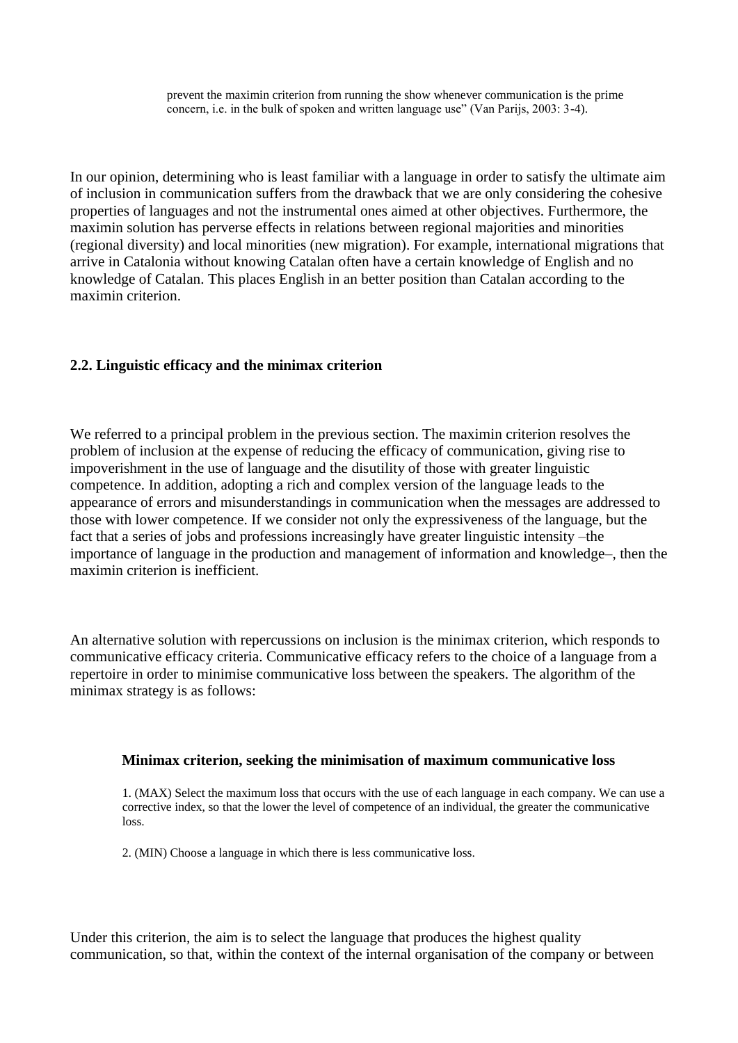prevent the maximin criterion from running the show whenever communication is the prime concern, i.e. in the bulk of spoken and written language use" (Van Parijs, 2003: 3-4).

In our opinion, determining who is least familiar with a language in order to satisfy the ultimate aim of inclusion in communication suffers from the drawback that we are only considering the cohesive properties of languages and not the instrumental ones aimed at other objectives. Furthermore, the maximin solution has perverse effects in relations between regional majorities and minorities (regional diversity) and local minorities (new migration). For example, international migrations that arrive in Catalonia without knowing Catalan often have a certain knowledge of English and no knowledge of Catalan. This places English in an better position than Catalan according to the maximin criterion.

### 2.2. Linguistic efficacy and the minimax criterion

We referred to a principal problem in the previous section. The maximin criterion resolves the problem of inclusion at the expense of reducing the efficacy of communication, giving rise to impoverishment in the use of language and the disutility of those with greater linguistic competence. In addition, adopting a rich and complex version of the language leads to the appearance of errors and misunderstandings in communication when the messages are addressed to those with lower competence. If we consider not only the expressiveness of the language, but the fact that a series of jobs and professions increasingly have greater linguistic intensity –the importance of language in the production and management of information and knowledge–, then the maximin criterion is inefficient.

An alternative solution with repercussions on inclusion is the minimax criterion, which responds to communicative efficacy criteria. Communicative efficacy refers to the choice of a language from a repertoire in order to minimise communicative loss between the speakers. The algorithm of the minimax strategy is as follows:

**Minimax criterion, seeking the minimisation of maximum communicative loss**

1. (MAX) Select the maximum loss that occurs with the use of each language in each company. We can use a corrective index, so that the lower the level of competence of an individual, the greater the communicative loss.

2. (MIN) Choose a language in which there is less communicative loss.

Under this criterion, the aim is to select the language that produces the highest quality communication, so that, within the context of the internal organisation of the company or between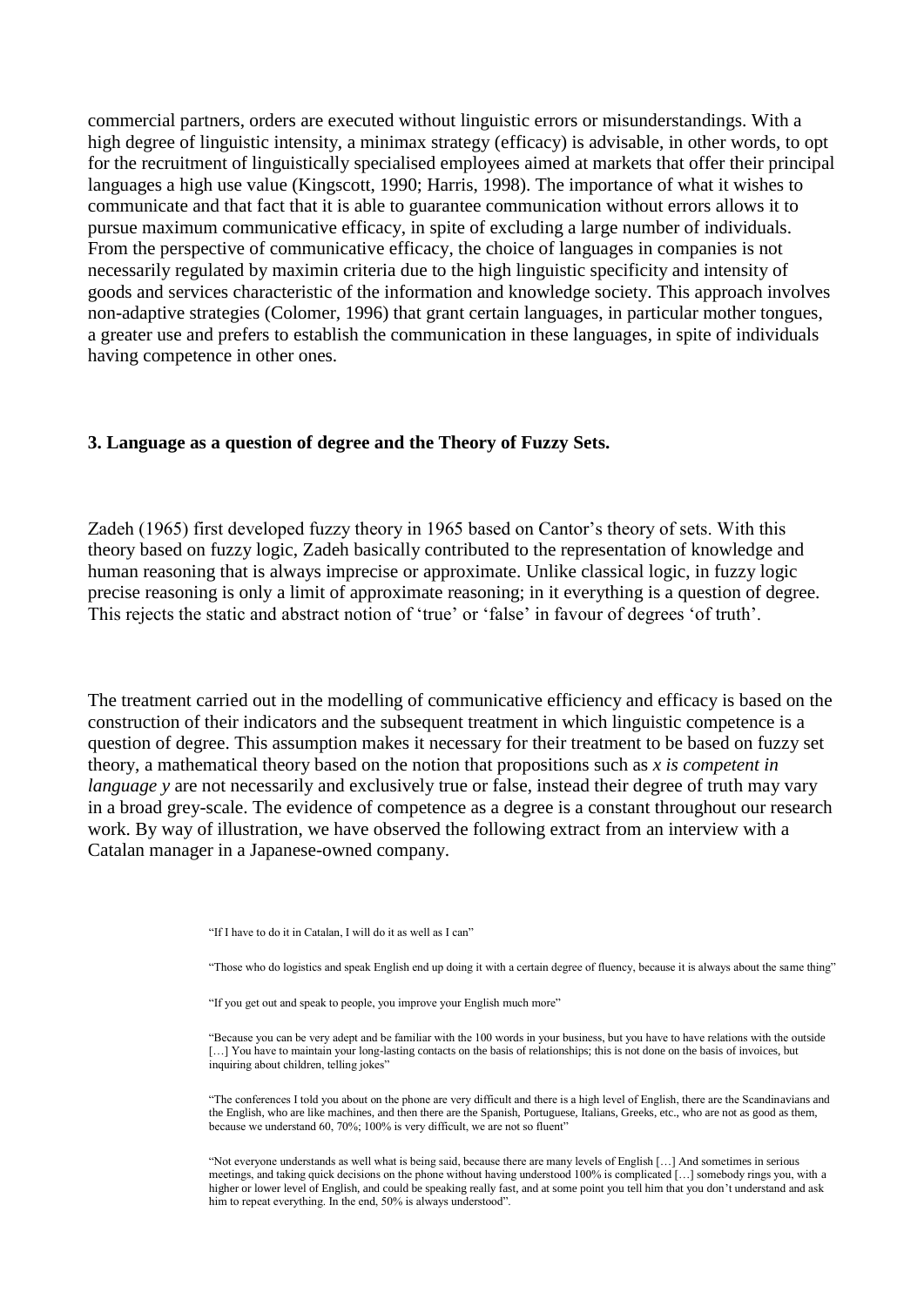commercial partners, orders are executed without linguistic errors or misunderstandings. With a high degree of linguistic intensity, a minimax strategy (efficacy) is advisable, in other words, to opt for the recruitment of linguistically specialised employees aimed at markets that offer their principal languages a high use value (Kingscott, 1990; Harris, 1998). The importance of what it wishes to communicate and that fact that it is able to guarantee communication without errors allows it to pursue maximum communicative efficacy, in spite of excluding a large number of individuals. From the perspective of communicative efficacy, the choice of languages in companies is not necessarily regulated by maximin criteria due to the high linguistic specificity and intensity of goods and services characteristic of the information and knowledge society. This approach involves non-adaptive strategies (Colomer, 1996) that grant certain languages, in particular mother tongues, a greater use and prefers to establish the communication in these languages, in spite of individuals having competence in other ones.

### 3. Language as a question of degree and the Theory of Fuzzy Sets.

Zadeh (1965) first developed fuzzy theory in 1965 based on Cantor's theory of sets. With this theory based on fuzzy logic, Zadeh basically contributed to the representation of knowledge and human reasoning that is always imprecise or approximate. Unlike classical logic, in fuzzy logic precise reasoning is only a limit of approximate reasoning; in it everything is a question of degree. This rejects the static and abstract notion of 'true' or 'false' in favour of degrees 'of truth'.

The treatment carried out in the modelling of communicative efficiency and efficacy is based on the construction of their indicators and the subsequent treatment in which linguistic competence is a question of degree. This assumption makes it necessary for their treatment to be based on fuzzy set theory, a mathematical theory based on the notion that propositions such as *x is competent in language y* are not necessarily and exclusively true or false, instead their degree of truth may vary in a broad grey-scale. The evidence of competence as a degree is a constant throughout our research work. By way of illustration, we have observed the following extract from an interview with a Catalan manager in a Japanese-owned company.

> "If I have to do it in Catalan, I will do it as well as I can"
>
> "Those who do logistics and speak English end up doing it with a certain degree of fluency, because it is always about the same thing"
>
> "If you get out and speak to people, you improve your English much more"
>
> "Because you can be very adept and be familiar with the 100 words in your business, but you have to have relations with the outside […] You have to maintain your long-lasting contacts on the basis of relationships; this is not done on the basis of invoices, but inquiring about children, telling jokes"
>
> "The conferences I told you about on the phone are very difficult and there is a high level of English, there are the Scandinavians and the English, who are like machines, and then there are the Spanish, Portuguese, Italians, Greeks, etc., who are not as good as them, because we understand 60, 70%; 100% is very difficult, we are not so fluent"
>
> "Not everyone understands as well what is being said, because there are many levels of English […] And sometimes in serious meetings, and taking quick decisions on the phone without having understood 100% is complicated […] somebody rings you, with a higher or lower level of English, and could be speaking really fast, and at some point you tell him that you don't understand and ask him to repeat everything. In the end, 50% is always understood".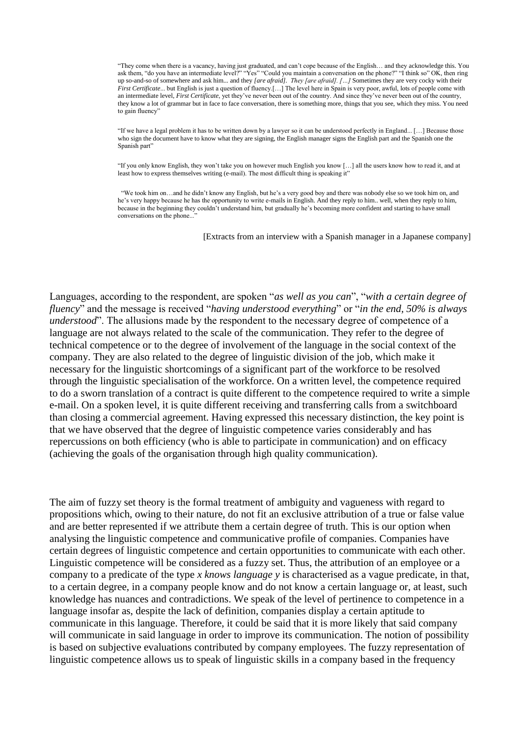> "They come when there is a vacancy, having just graduated, and can't cope because of the English… and they acknowledge this. You ask them, "do you have an intermediate level?" "Yes" "Could you maintain a conversation on the phone?" "I think so" OK, then ring up so-and-so of somewhere and ask him... and they *[are afraid]*. *They [are afraid]. […]* Sometimes they are very cocky with their *First Certificate*... but English is just a question of fluency.[…] The level here in Spain is very poor, awful, lots of people come with an intermediate level, *First Certificate*, yet they've never been out of the country. And since they've never been out of the country, they know a lot of grammar but in face to face conversation, there is something more, things that you see, which they miss. You need to gain fluency"

> "If we have a legal problem it has to be written down by a lawyer so it can be understood perfectly in England... […] Because those who sign the document have to know what they are signing, the English manager signs the English part and the Spanish one the Spanish part"

> "If you only know English, they won't take you on however much English you know […] all the users know how to read it, and at least how to express themselves writing (e-mail). The most difficult thing is speaking it"

> "We took him on…and he didn't know any English, but he's a very good boy and there was nobody else so we took him on, and he's very happy because he has the opportunity to write e-mails in English. And they reply to him.. well, when they reply to him, because in the beginning they couldn't understand him, but gradually he's becoming more confident and starting to have small conversations on the phone..."

[Extracts from an interview with a Spanish manager in a Japanese company]

Languages, according to the respondent, are spoken "*as well as you can*", "*with a certain degree of fluency*" and the message is received "*having understood everything*" or "*in the end, 50% is always understood*". The allusions made by the respondent to the necessary degree of competence of a language are not always related to the scale of the communication. They refer to the degree of technical competence or to the degree of involvement of the language in the social context of the company. They are also related to the degree of linguistic division of the job, which make it necessary for the linguistic shortcomings of a significant part of the workforce to be resolved through the linguistic specialisation of the workforce. On a written level, the competence required to do a sworn translation of a contract is quite different to the competence required to write a simple e-mail. On a spoken level, it is quite different receiving and transferring calls from a switchboard than closing a commercial agreement. Having expressed this necessary distinction, the key point is that we have observed that the degree of linguistic competence varies considerably and has repercussions on both efficiency (who is able to participate in communication) and on efficacy (achieving the goals of the organisation through high quality communication).

The aim of fuzzy set theory is the formal treatment of ambiguity and vagueness with regard to propositions which, owing to their nature, do not fit an exclusive attribution of a true or false value and are better represented if we attribute them a certain degree of truth. This is our option when analysing the linguistic competence and communicative profile of companies. Companies have certain degrees of linguistic competence and certain opportunities to communicate with each other. Linguistic competence will be considered as a fuzzy set. Thus, the attribution of an employee or a company to a predicate of the type *x knows language y* is characterised as a vague predicate, in that, to a certain degree, in a company people know and do not know a certain language or, at least, such knowledge has nuances and contradictions. We speak of the level of pertinence to competence in a language insofar as, despite the lack of definition, companies display a certain aptitude to communicate in this language. Therefore, it could be said that it is more likely that said company will communicate in said language in order to improve its communication. The notion of possibility is based on subjective evaluations contributed by company employees. The fuzzy representation of linguistic competence allows us to speak of linguistic skills in a company based in the frequency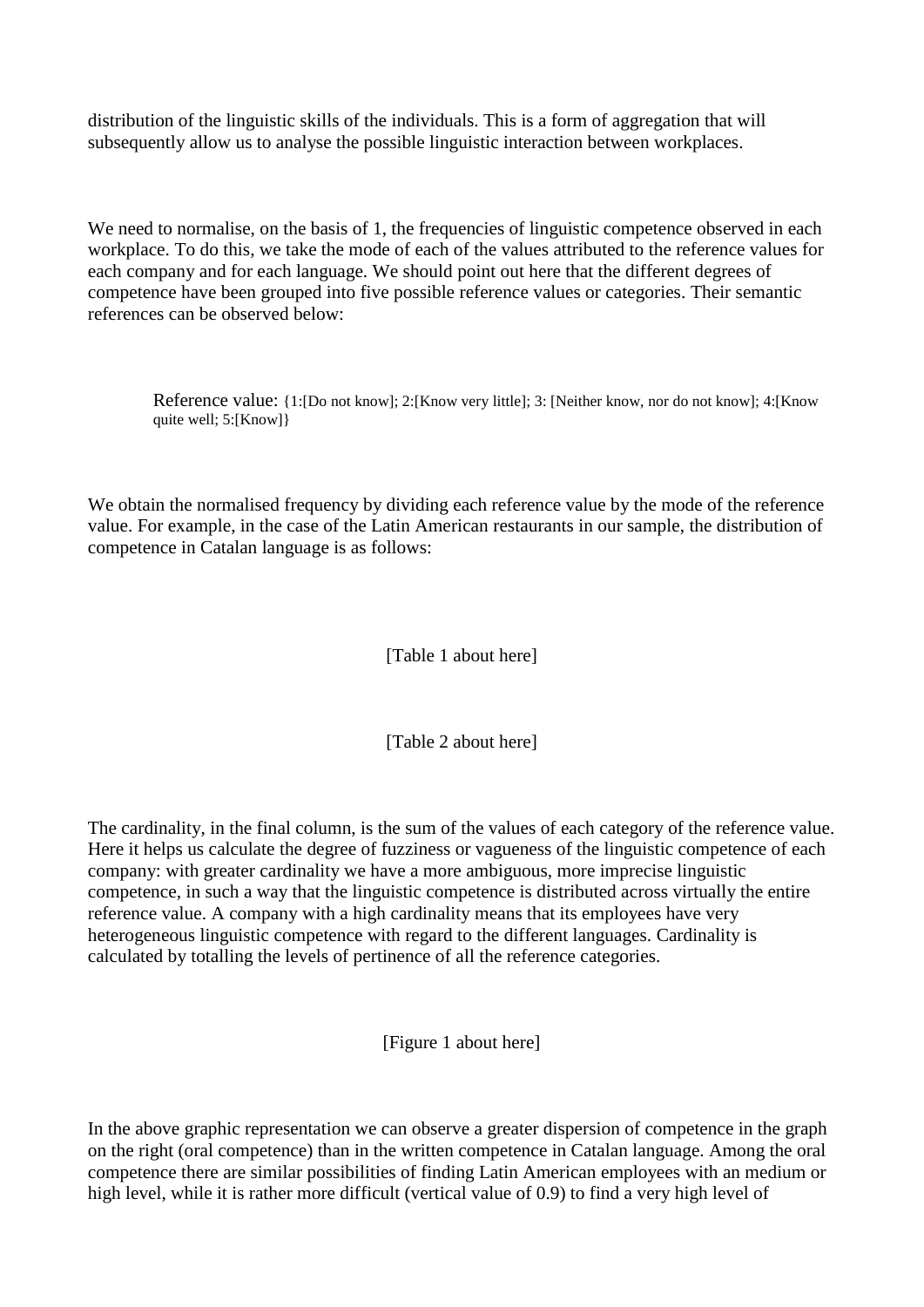distribution of the linguistic skills of the individuals. This is a form of aggregation that will subsequently allow us to analyse the possible linguistic interaction between workplaces.

We need to normalise, on the basis of 1, the frequencies of linguistic competence observed in each workplace. To do this, we take the mode of each of the values attributed to the reference values for each company and for each language. We should point out here that the different degrees of competence have been grouped into five possible reference values or categories. Their semantic references can be observed below:

> Reference value: {1:[Do not know]; 2:[Know very little]; 3: [Neither know, nor do not know]; 4:[Know quite well; 5:[Know]}

We obtain the normalised frequency by dividing each reference value by the mode of the reference value. For example, in the case of the Latin American restaurants in our sample, the distribution of competence in Catalan language is as follows:

[Table 1 about here]

[Table 2 about here]

The cardinality, in the final column, is the sum of the values of each category of the reference value. Here it helps us calculate the degree of fuzziness or vagueness of the linguistic competence of each company: with greater cardinality we have a more ambiguous, more imprecise linguistic competence, in such a way that the linguistic competence is distributed across virtually the entire reference value. A company with a high cardinality means that its employees have very heterogeneous linguistic competence with regard to the different languages. Cardinality is calculated by totalling the levels of pertinence of all the reference categories.

[Figure 1 about here]

In the above graphic representation we can observe a greater dispersion of competence in the graph on the right (oral competence) than in the written competence in Catalan language. Among the oral competence there are similar possibilities of finding Latin American employees with an medium or high level, while it is rather more difficult (vertical value of 0.9) to find a very high level of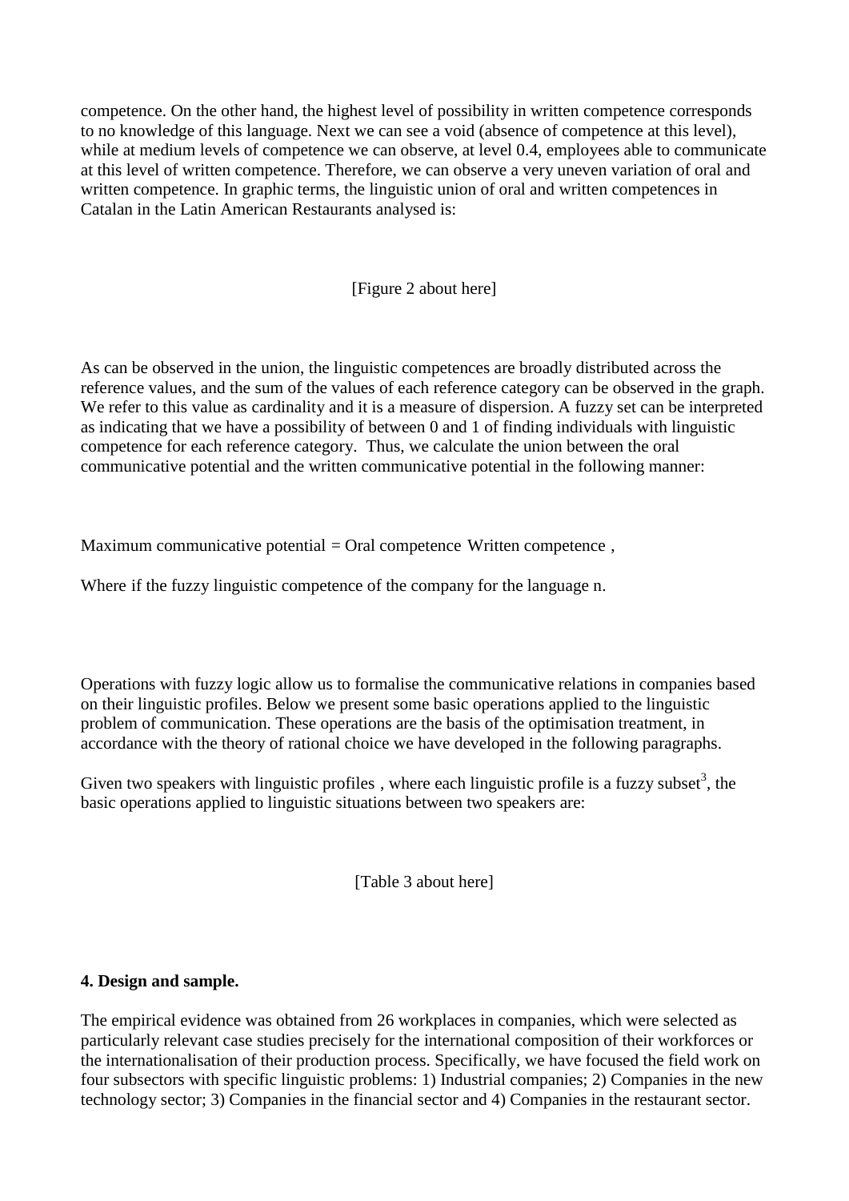competence. On the other hand, the highest level of possibility in written competence corresponds to no knowledge of this language. Next we can see a void (absence of competence at this level), while at medium levels of competence we can observe, at level 0.4, employees able to communicate at this level of written competence. Therefore, we can observe a very uneven variation of oral and written competence. In graphic terms, the linguistic union of oral and written competences in Catalan in the Latin American Restaurants analysed is:

[Figure 2 about here]

As can be observed in the union, the linguistic competences are broadly distributed across the reference values, and the sum of the values of each reference category can be observed in the graph. We refer to this value as cardinality and it is a measure of dispersion. A fuzzy set can be interpreted as indicating that we have a possibility of between 0 and 1 of finding individuals with linguistic competence for each reference category. Thus, we calculate the union between the oral communicative potential and the written communicative potential in the following manner:

Maximum communicative potential = Oral competence Written competence ,

Where if the fuzzy linguistic competence of the company for the language n.

Operations with fuzzy logic allow us to formalise the communicative relations in companies based on their linguistic profiles. Below we present some basic operations applied to the linguistic problem of communication. These operations are the basis of the optimisation treatment, in accordance with the theory of rational choice we have developed in the following paragraphs.

Given two speakers with linguistic profiles , where each linguistic profile is a fuzzy subset[3], the basic operations applied to linguistic situations between two speakers are:

[Table 3 about here]

**4. Design and sample.**

The empirical evidence was obtained from 26 workplaces in companies, which were selected as particularly relevant case studies precisely for the international composition of their workforces or the internationalisation of their production process. Specifically, we have focused the field work on four subsectors with specific linguistic problems: 1) Industrial companies; 2) Companies in the new technology sector; 3) Companies in the financial sector and 4) Companies in the restaurant sector.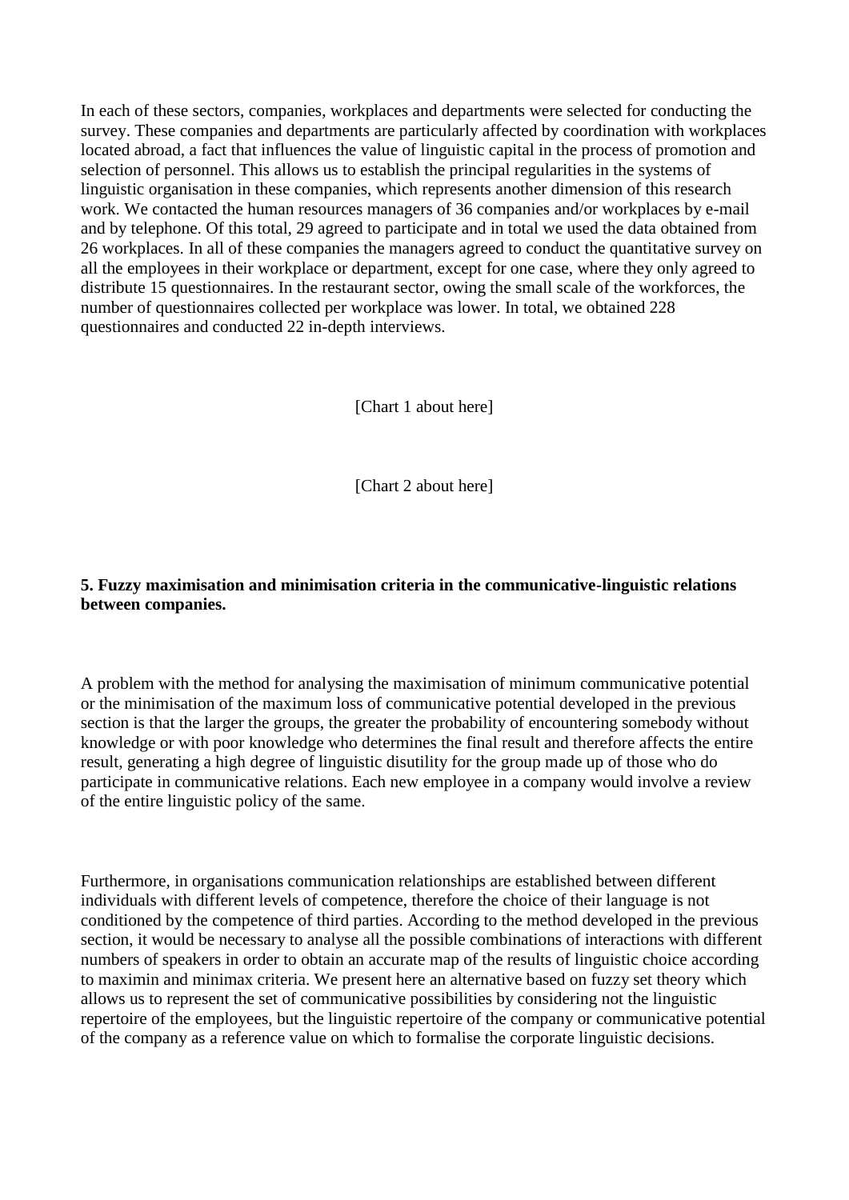In each of these sectors, companies, workplaces and departments were selected for conducting the survey. These companies and departments are particularly affected by coordination with workplaces located abroad, a fact that influences the value of linguistic capital in the process of promotion and selection of personnel. This allows us to establish the principal regularities in the systems of linguistic organisation in these companies, which represents another dimension of this research work. We contacted the human resources managers of 36 companies and/or workplaces by e-mail and by telephone. Of this total, 29 agreed to participate and in total we used the data obtained from 26 workplaces. In all of these companies the managers agreed to conduct the quantitative survey on all the employees in their workplace or department, except for one case, where they only agreed to distribute 15 questionnaires. In the restaurant sector, owing the small scale of the workforces, the number of questionnaires collected per workplace was lower. In total, we obtained 228 questionnaires and conducted 22 in-depth interviews.

[Chart 1 about here]

[Chart 2 about here]

**5. Fuzzy maximisation and minimisation criteria in the communicative-linguistic relations between companies.**

A problem with the method for analysing the maximisation of minimum communicative potential or the minimisation of the maximum loss of communicative potential developed in the previous section is that the larger the groups, the greater the probability of encountering somebody without knowledge or with poor knowledge who determines the final result and therefore affects the entire result, generating a high degree of linguistic disutility for the group made up of those who do participate in communicative relations. Each new employee in a company would involve a review of the entire linguistic policy of the same.

Furthermore, in organisations communication relationships are established between different individuals with different levels of competence, therefore the choice of their language is not conditioned by the competence of third parties. According to the method developed in the previous section, it would be necessary to analyse all the possible combinations of interactions with different numbers of speakers in order to obtain an accurate map of the results of linguistic choice according to maximin and minimax criteria. We present here an alternative based on fuzzy set theory which allows us to represent the set of communicative possibilities by considering not the linguistic repertoire of the employees, but the linguistic repertoire of the company or communicative potential of the company as a reference value on which to formalise the corporate linguistic decisions.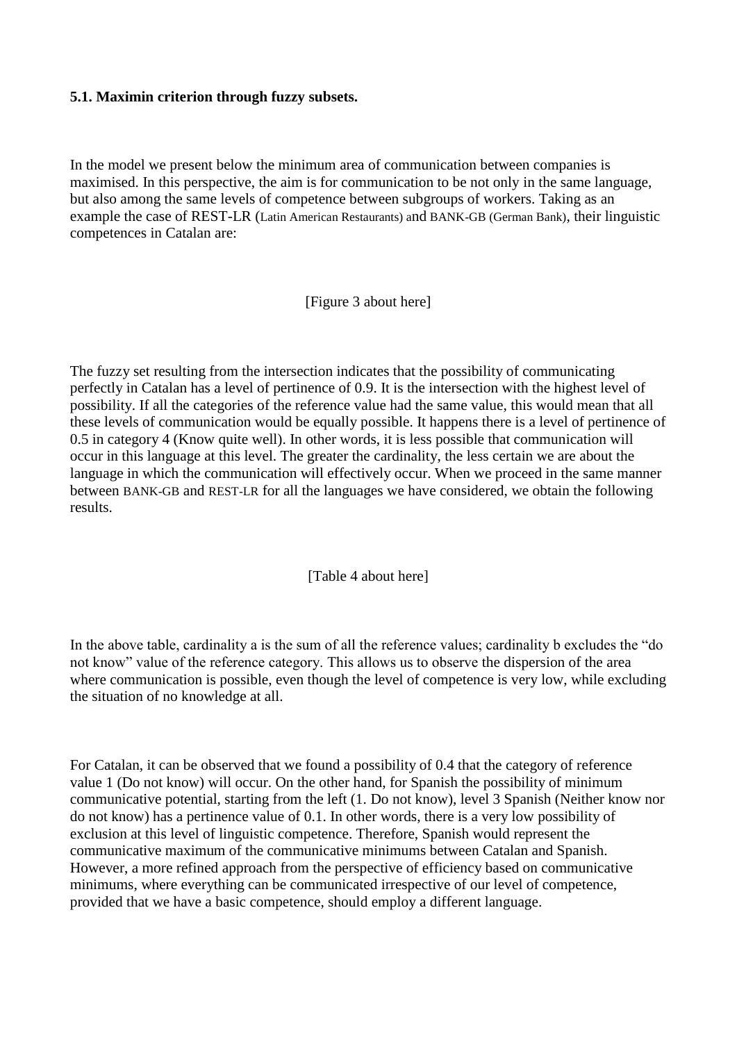### 5.1. Maximin criterion through fuzzy subsets.

In the model we present below the minimum area of communication between companies is maximised. In this perspective, the aim is for communication to be not only in the same language, but also among the same levels of competence between subgroups of workers. Taking as an example the case of REST-LR (Latin American Restaurants) and BANK-GB (German Bank), their linguistic competences in Catalan are:

[Figure 3 about here]

The fuzzy set resulting from the intersection indicates that the possibility of communicating perfectly in Catalan has a level of pertinence of 0.9. It is the intersection with the highest level of possibility. If all the categories of the reference value had the same value, this would mean that all these levels of communication would be equally possible. It happens there is a level of pertinence of 0.5 in category 4 (Know quite well). In other words, it is less possible that communication will occur in this language at this level. The greater the cardinality, the less certain we are about the language in which the communication will effectively occur. When we proceed in the same manner between BANK-GB and REST-LR for all the languages we have considered, we obtain the following results.

[Table 4 about here]

In the above table, cardinality a is the sum of all the reference values; cardinality b excludes the "do not know" value of the reference category. This allows us to observe the dispersion of the area where communication is possible, even though the level of competence is very low, while excluding the situation of no knowledge at all.

For Catalan, it can be observed that we found a possibility of 0.4 that the category of reference value 1 (Do not know) will occur. On the other hand, for Spanish the possibility of minimum communicative potential, starting from the left (1. Do not know), level 3 Spanish (Neither know nor do not know) has a pertinence value of 0.1. In other words, there is a very low possibility of exclusion at this level of linguistic competence. Therefore, Spanish would represent the communicative maximum of the communicative minimums between Catalan and Spanish. However, a more refined approach from the perspective of efficiency based on communicative minimums, where everything can be communicated irrespective of our level of competence, provided that we have a basic competence, should employ a different language.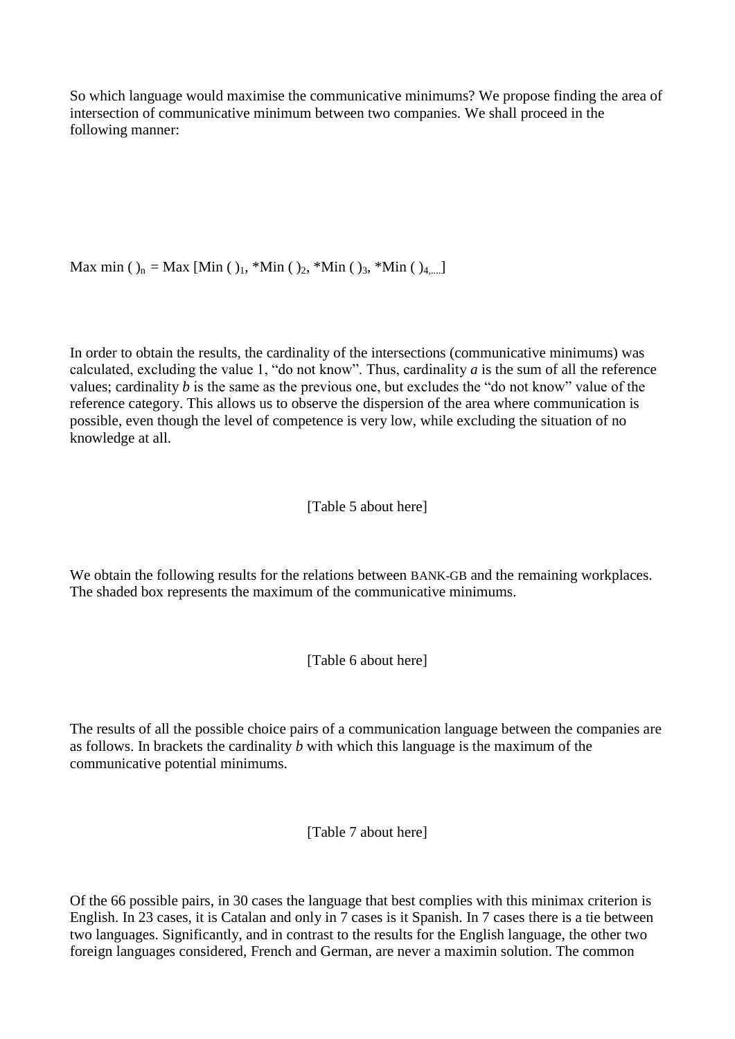So which language would maximise the communicative minimums? We propose finding the area of intersection of communicative minimum between two companies. We shall proceed in the following manner:

$$\text{Max min}\ (\ )_n = \text{Max}\ [\text{Min}\ (\ )_1,\ *\text{Min}\ (\ )_2,\ *\text{Min}\ (\ )_3,\ *\text{Min}\ (\ )_{4,\ldots}]$$

In order to obtain the results, the cardinality of the intersections (communicative minimums) was calculated, excluding the value 1, "do not know". Thus, cardinality *a* is the sum of all the reference values; cardinality *b* is the same as the previous one, but excludes the "do not know" value of the reference category. This allows us to observe the dispersion of the area where communication is possible, even though the level of competence is very low, while excluding the situation of no knowledge at all.

[Table 5 about here]

We obtain the following results for the relations between BANK-GB and the remaining workplaces. The shaded box represents the maximum of the communicative minimums.

[Table 6 about here]

The results of all the possible choice pairs of a communication language between the companies are as follows. In brackets the cardinality *b* with which this language is the maximum of the communicative potential minimums.

[Table 7 about here]

Of the 66 possible pairs, in 30 cases the language that best complies with this minimax criterion is English. In 23 cases, it is Catalan and only in 7 cases is it Spanish. In 7 cases there is a tie between two languages. Significantly, and in contrast to the results for the English language, the other two foreign languages considered, French and German, are never a maximin solution. The common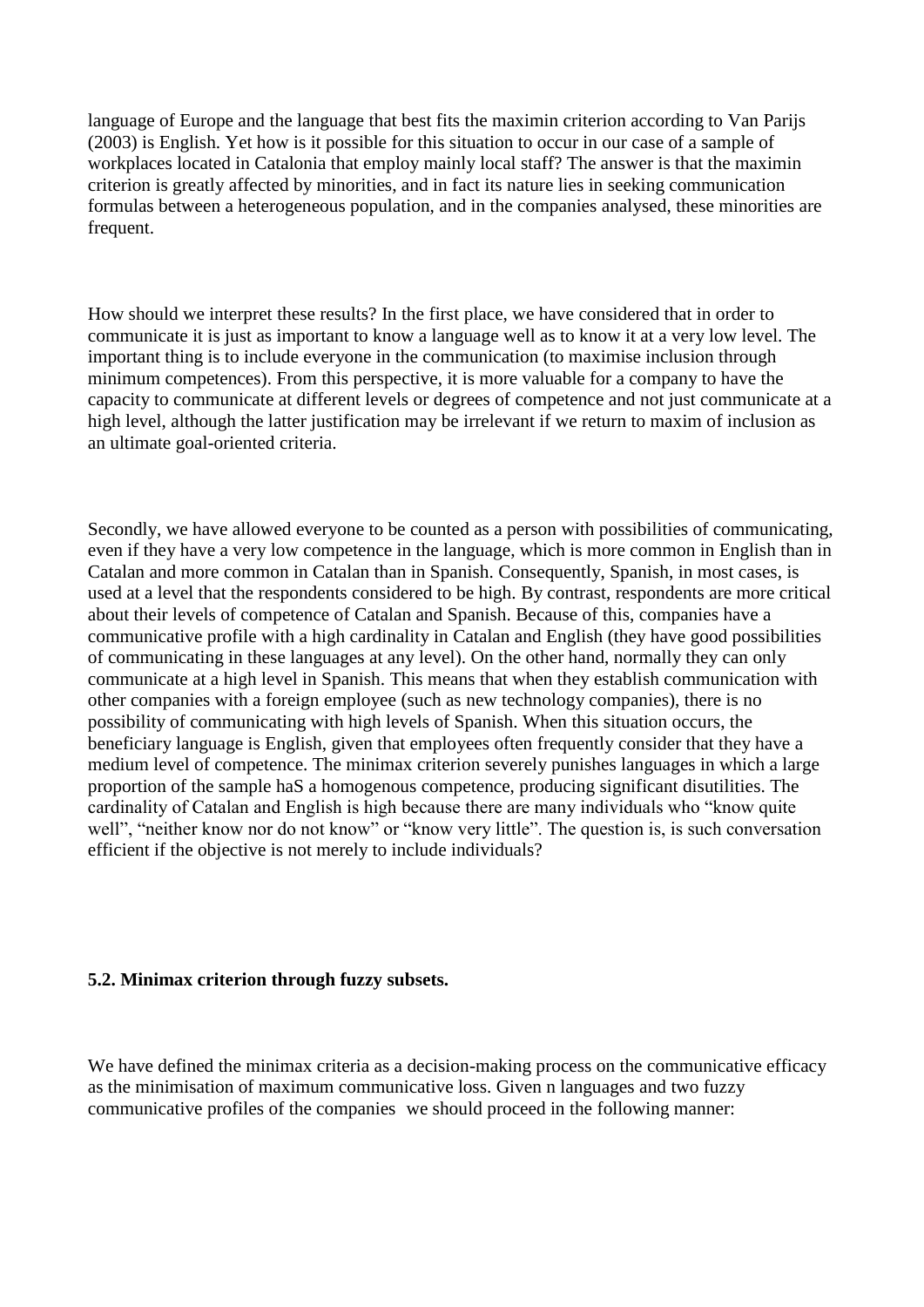language of Europe and the language that best fits the maximin criterion according to Van Parijs (2003) is English. Yet how is it possible for this situation to occur in our case of a sample of workplaces located in Catalonia that employ mainly local staff? The answer is that the maximin criterion is greatly affected by minorities, and in fact its nature lies in seeking communication formulas between a heterogeneous population, and in the companies analysed, these minorities are frequent.

How should we interpret these results? In the first place, we have considered that in order to communicate it is just as important to know a language well as to know it at a very low level. The important thing is to include everyone in the communication (to maximise inclusion through minimum competences). From this perspective, it is more valuable for a company to have the capacity to communicate at different levels or degrees of competence and not just communicate at a high level, although the latter justification may be irrelevant if we return to maxim of inclusion as an ultimate goal-oriented criteria.

Secondly, we have allowed everyone to be counted as a person with possibilities of communicating, even if they have a very low competence in the language, which is more common in English than in Catalan and more common in Catalan than in Spanish. Consequently, Spanish, in most cases, is used at a level that the respondents considered to be high. By contrast, respondents are more critical about their levels of competence of Catalan and Spanish. Because of this, companies have a communicative profile with a high cardinality in Catalan and English (they have good possibilities of communicating in these languages at any level). On the other hand, normally they can only communicate at a high level in Spanish. This means that when they establish communication with other companies with a foreign employee (such as new technology companies), there is no possibility of communicating with high levels of Spanish. When this situation occurs, the beneficiary language is English, given that employees often frequently consider that they have a medium level of competence. The minimax criterion severely punishes languages in which a large proportion of the sample haS a homogenous competence, producing significant disutilities. The cardinality of Catalan and English is high because there are many individuals who "know quite well", "neither know nor do not know" or "know very little". The question is, is such conversation efficient if the objective is not merely to include individuals?

**5.2. Minimax criterion through fuzzy subsets.**

We have defined the minimax criteria as a decision-making process on the communicative efficacy as the minimisation of maximum communicative loss. Given n languages and two fuzzy communicative profiles of the companies we should proceed in the following manner: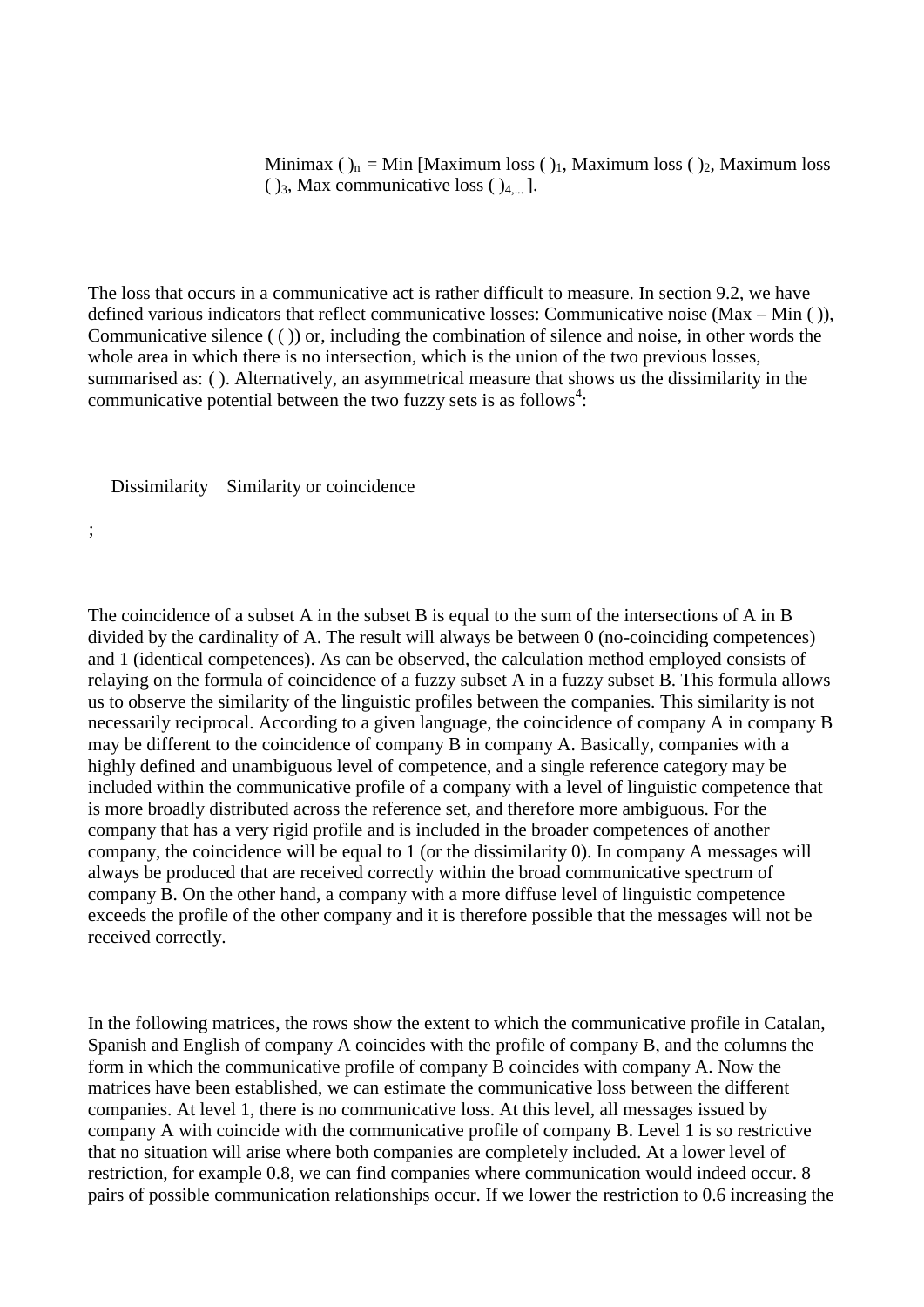Minimax $( )_n$ = Min [Maximum loss $( )_1$, Maximum loss $( )_2$, Maximum loss $( )_3$, Max communicative loss $( )_{4,...}$ ].

The loss that occurs in a communicative act is rather difficult to measure. In section 9.2, we have defined various indicators that reflect communicative losses: Communicative noise (Max – Min ( )), Communicative silence ( ( )) or, including the combination of silence and noise, in other words the whole area in which there is no intersection, which is the union of the two previous losses, summarised as: ( ). Alternatively, an asymmetrical measure that shows us the dissimilarity in the communicative potential between the two fuzzy sets is as follows[4]:

Dissimilarity    Similarity or coincidence

;

The coincidence of a subset A in the subset B is equal to the sum of the intersections of A in B divided by the cardinality of A. The result will always be between 0 (no-coinciding competences) and 1 (identical competences). As can be observed, the calculation method employed consists of relaying on the formula of coincidence of a fuzzy subset A in a fuzzy subset B. This formula allows us to observe the similarity of the linguistic profiles between the companies. This similarity is not necessarily reciprocal. According to a given language, the coincidence of company A in company B may be different to the coincidence of company B in company A. Basically, companies with a highly defined and unambiguous level of competence, and a single reference category may be included within the communicative profile of a company with a level of linguistic competence that is more broadly distributed across the reference set, and therefore more ambiguous. For the company that has a very rigid profile and is included in the broader competences of another company, the coincidence will be equal to 1 (or the dissimilarity 0). In company A messages will always be produced that are received correctly within the broad communicative spectrum of company B. On the other hand, a company with a more diffuse level of linguistic competence exceeds the profile of the other company and it is therefore possible that the messages will not be received correctly.

In the following matrices, the rows show the extent to which the communicative profile in Catalan, Spanish and English of company A coincides with the profile of company B, and the columns the form in which the communicative profile of company B coincides with company A. Now the matrices have been established, we can estimate the communicative loss between the different companies. At level 1, there is no communicative loss. At this level, all messages issued by company A with coincide with the communicative profile of company B. Level 1 is so restrictive that no situation will arise where both companies are completely included. At a lower level of restriction, for example 0.8, we can find companies where communication would indeed occur. 8 pairs of possible communication relationships occur. If we lower the restriction to 0.6 increasing the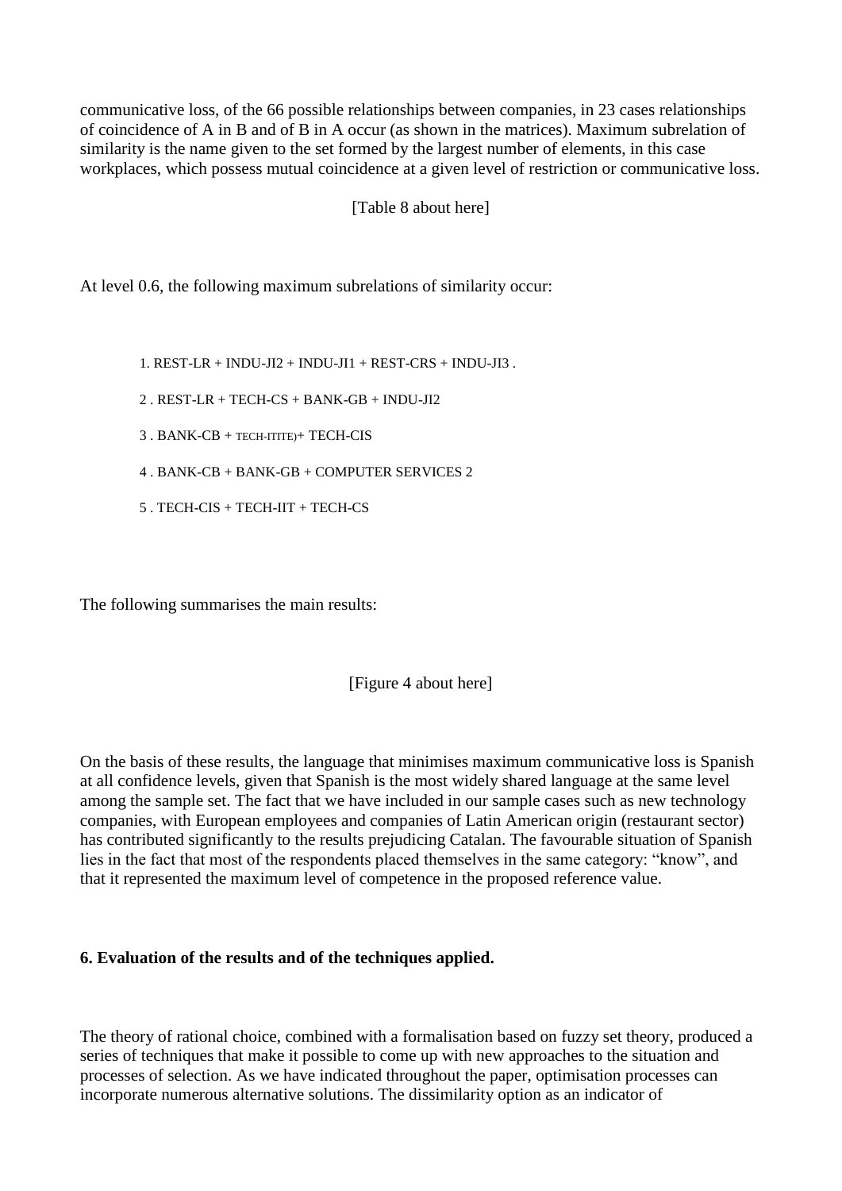communicative loss, of the 66 possible relationships between companies, in 23 cases relationships of coincidence of A in B and of B in A occur (as shown in the matrices). Maximum subrelation of similarity is the name given to the set formed by the largest number of elements, in this case workplaces, which possess mutual coincidence at a given level of restriction or communicative loss.

[Table 8 about here]

At level 0.6, the following maximum subrelations of similarity occur:

1. REST-LR + INDU-JI2 + INDU-JI1 + REST-CRS + INDU-JI3 .
2. REST-LR + TECH-CS + BANK-GB + INDU-JI2
3. BANK-CB + TECH-ITITE)+ TECH-CIS
4. BANK-CB + BANK-GB + COMPUTER SERVICES 2
5. TECH-CIS + TECH-IIT + TECH-CS

The following summarises the main results:

[Figure 4 about here]

On the basis of these results, the language that minimises maximum communicative loss is Spanish at all confidence levels, given that Spanish is the most widely shared language at the same level among the sample set. The fact that we have included in our sample cases such as new technology companies, with European employees and companies of Latin American origin (restaurant sector) has contributed significantly to the results prejudicing Catalan. The favourable situation of Spanish lies in the fact that most of the respondents placed themselves in the same category: "know", and that it represented the maximum level of competence in the proposed reference value.

**6. Evaluation of the results and of the techniques applied.**

The theory of rational choice, combined with a formalisation based on fuzzy set theory, produced a series of techniques that make it possible to come up with new approaches to the situation and processes of selection. As we have indicated throughout the paper, optimisation processes can incorporate numerous alternative solutions. The dissimilarity option as an indicator of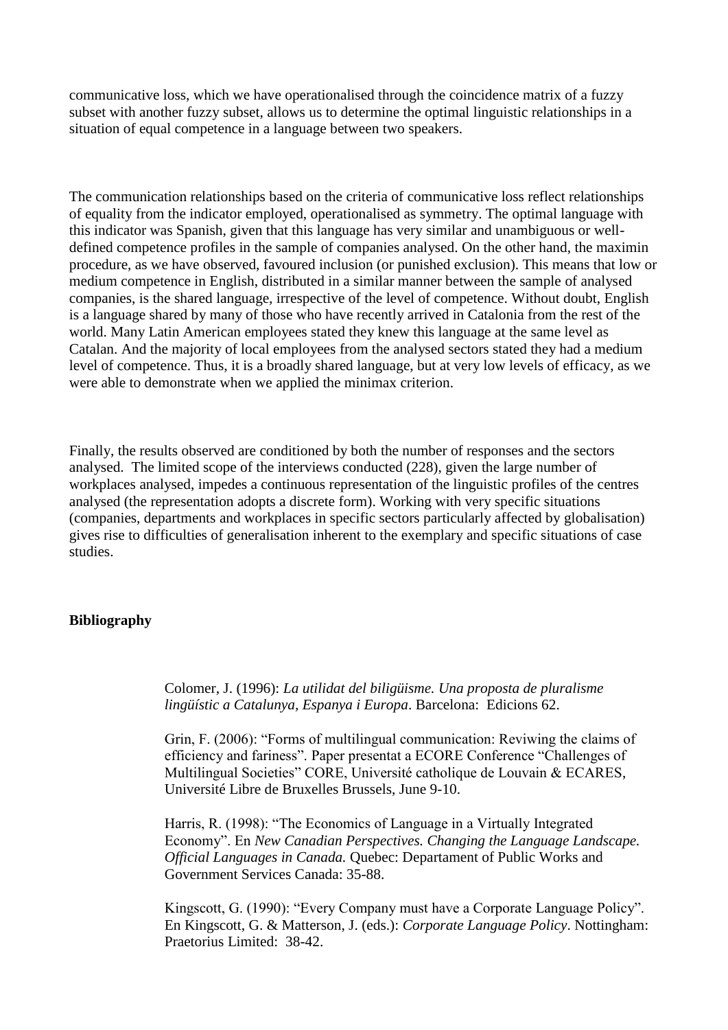communicative loss, which we have operationalised through the coincidence matrix of a fuzzy subset with another fuzzy subset, allows us to determine the optimal linguistic relationships in a situation of equal competence in a language between two speakers.

The communication relationships based on the criteria of communicative loss reflect relationships of equality from the indicator employed, operationalised as symmetry. The optimal language with this indicator was Spanish, given that this language has very similar and unambiguous or well-defined competence profiles in the sample of companies analysed. On the other hand, the maximin procedure, as we have observed, favoured inclusion (or punished exclusion). This means that low or medium competence in English, distributed in a similar manner between the sample of analysed companies, is the shared language, irrespective of the level of competence. Without doubt, English is a language shared by many of those who have recently arrived in Catalonia from the rest of the world. Many Latin American employees stated they knew this language at the same level as Catalan. And the majority of local employees from the analysed sectors stated they had a medium level of competence. Thus, it is a broadly shared language, but at very low levels of efficacy, as we were able to demonstrate when we applied the minimax criterion.

Finally, the results observed are conditioned by both the number of responses and the sectors analysed. The limited scope of the interviews conducted (228), given the large number of workplaces analysed, impedes a continuous representation of the linguistic profiles of the centres analysed (the representation adopts a discrete form). Working with very specific situations (companies, departments and workplaces in specific sectors particularly affected by globalisation) gives rise to difficulties of generalisation inherent to the exemplary and specific situations of case studies.

## Bibliography

Colomer, J. (1996): *La utilidat del biligüisme. Una proposta de pluralisme lingüístic a Catalunya, Espanya i Europa*. Barcelona: Edicions 62.

Grin, F. (2006): "Forms of multilingual communication: Reviwing the claims of efficiency and fariness". Paper presentat a ECORE Conference "Challenges of Multilingual Societies" CORE, Université catholique de Louvain & ECARES, Université Libre de Bruxelles Brussels, June 9-10.

Harris, R. (1998): "The Economics of Language in a Virtually Integrated Economy". En *New Canadian Perspectives. Changing the Language Landscape. Official Languages in Canada.* Quebec: Departament of Public Works and Government Services Canada: 35-88.

Kingscott, G. (1990): "Every Company must have a Corporate Language Policy". En Kingscott, G. & Matterson, J. (eds.): *Corporate Language Policy*. Nottingham: Praetorius Limited: 38-42.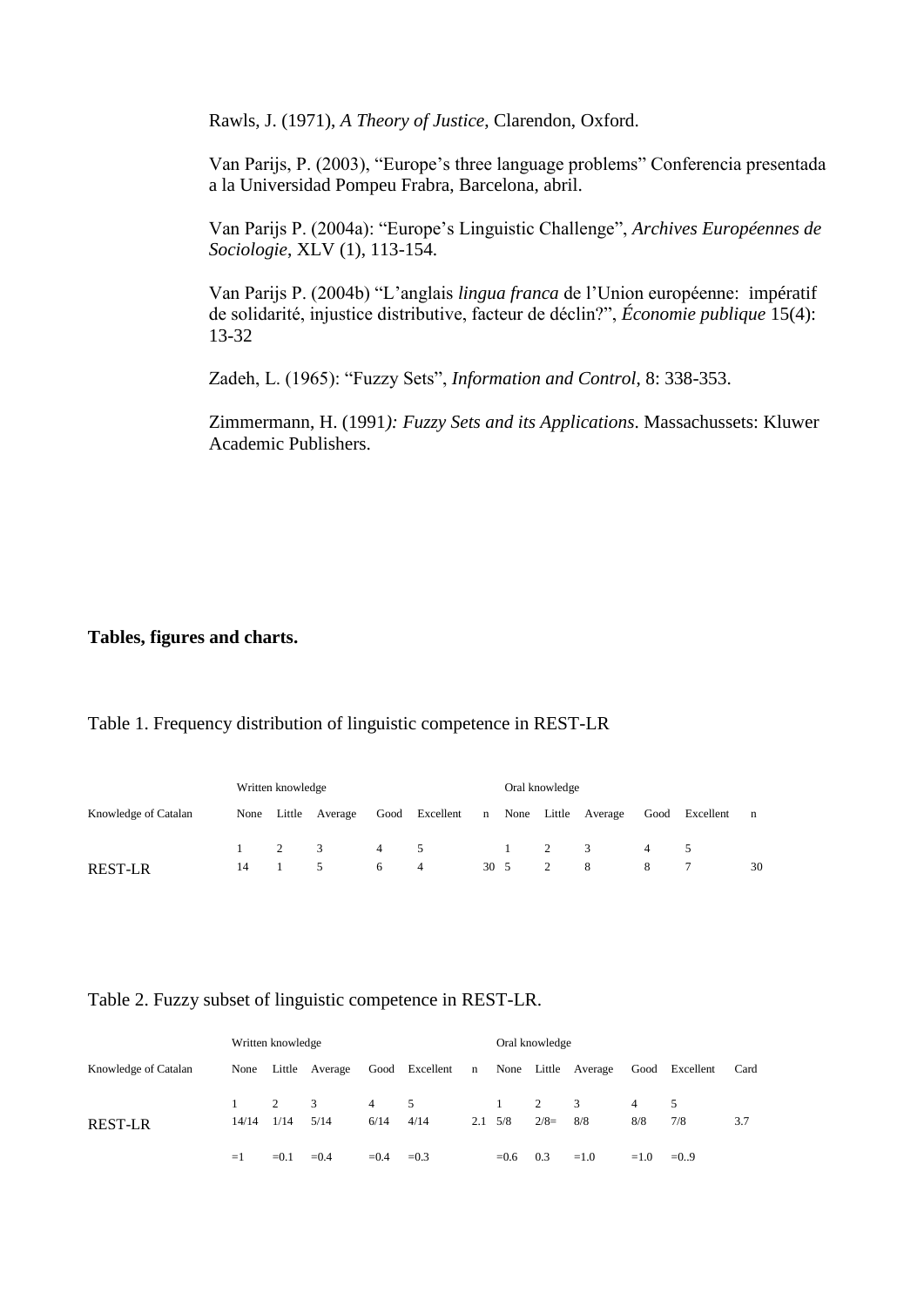Rawls, J. (1971), *A Theory of Justice*, Clarendon, Oxford.

Van Parijs, P. (2003), "Europe's three language problems" Conferencia presentada a la Universidad Pompeu Frabra, Barcelona, abril.

Van Parijs P. (2004a): "Europe's Linguistic Challenge", *Archives Européennes de Sociologie*, XLV (1), 113-154.

Van Parijs P. (2004b) "L'anglais *lingua franca* de l'Union européenne: impératif de solidarité, injustice distributive, facteur de déclin?", *Économie publique* 15(4): 13-32

Zadeh, L. (1965): "Fuzzy Sets", *Information and Control*, 8: 338-353.

Zimmermann, H. (1991*): Fuzzy Sets and its Applications*. Massachussets: Kluwer Academic Publishers.

**Tables, figures and charts.**

Table 1. Frequency distribution of linguistic competence in REST-LR

| | Written knowledge | | | | | | Oral knowledge | | | | | |
|---|---|---|---|---|---|---|---|---|---|---|---|---|
| Knowledge of Catalan | None | Little | Average | Good | Excellent | n | None | Little | Average | Good | Excellent | n |
| | 1 | 2 | 3 | 4 | 5 | | 1 | 2 | 3 | 4 | 5 | |
| REST-LR | 14 | 1 | 5 | 6 | 4 | 30 | 5 | 2 | 8 | 8 | 7 | 30 |

Table 2. Fuzzy subset of linguistic competence in REST-LR.

| | Written knowledge | | | | | | Oral knowledge | | | | | |
|---|---|---|---|---|---|---|---|---|---|---|---|---|
| Knowledge of Catalan | None | Little | Average | Good | Excellent | n | None | Little | Average | Good | Excellent | Card |
| | 1 | 2 | 3 | 4 | 5 | | 1 | 2 | 3 | 4 | 5 | |
| REST-LR | 14/14 | 1/14 | 5/14 | 6/14 | 4/14 | 2.1 | 5/8 | 2/8= | 8/8 | 8/8 | 7/8 | 3.7 |
| | =1 | =0.1 | =0.4 | =0.4 | =0.3 | | =0.6 | 0.3 | =1.0 | =1.0 | =0..9 | |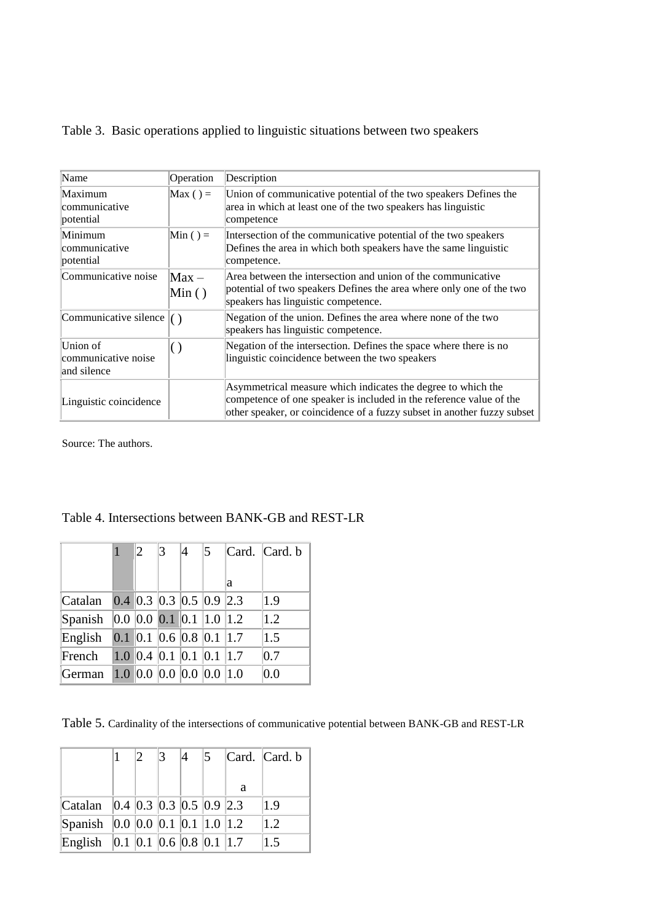Table 3. Basic operations applied to linguistic situations between two speakers

| Name | Operation | Description |
|---|---|---|
| Maximum communicative potential | Max ( ) = | Union of communicative potential of the two speakers Defines the area in which at least one of the two speakers has linguistic competence |
| Minimum communicative potential | Min ( ) = | Intersection of the communicative potential of the two speakers Defines the area in which both speakers have the same linguistic competence. |
| Communicative noise | Max – Min ( ) | Area between the intersection and union of the communicative potential of two speakers Defines the area where only one of the two speakers has linguistic competence. |
| Communicative silence | ( ) | Negation of the union. Defines the area where none of the two speakers has linguistic competence. |
| Union of communicative noise and silence | ( ) | Negation of the intersection. Defines the space where there is no linguistic coincidence between the two speakers |
| Linguistic coincidence | | Asymmetrical measure which indicates the degree to which the competence of one speaker is included in the reference value of the other speaker, or coincidence of a fuzzy subset in another fuzzy subset |

Source: The authors.

Table 4. Intersections between BANK-GB and REST-LR

| | 1 | 2 | 3 | 4 | 5 | Card. a | Card. b |
|---|---|---|---|---|---|---|---|
| Catalan | 0.4 | 0.3 | 0.3 | 0.5 | 0.9 | 2.3 | 1.9 |
| Spanish | 0.0 | 0.0 | 0.1 | 0.1 | 1.0 | 1.2 | 1.2 |
| English | 0.1 | 0.1 | 0.6 | 0.8 | 0.1 | 1.7 | 1.5 |
| French | 1.0 | 0.4 | 0.1 | 0.1 | 0.1 | 1.7 | 0.7 |
| German | 1.0 | 0.0 | 0.0 | 0.0 | 0.0 | 1.0 | 0.0 |

Table 5. Cardinality of the intersections of communicative potential between BANK-GB and REST-LR

| | 1 | 2 | 3 | 4 | 5 | Card. a | Card. b |
|---|---|---|---|---|---|---|---|
| Catalan | 0.4 | 0.3 | 0.3 | 0.5 | 0.9 | 2.3 | 1.9 |
| Spanish | 0.0 | 0.0 | 0.1 | 0.1 | 1.0 | 1.2 | 1.2 |
| English | 0.1 | 0.1 | 0.6 | 0.8 | 0.1 | 1.7 | 1.5 |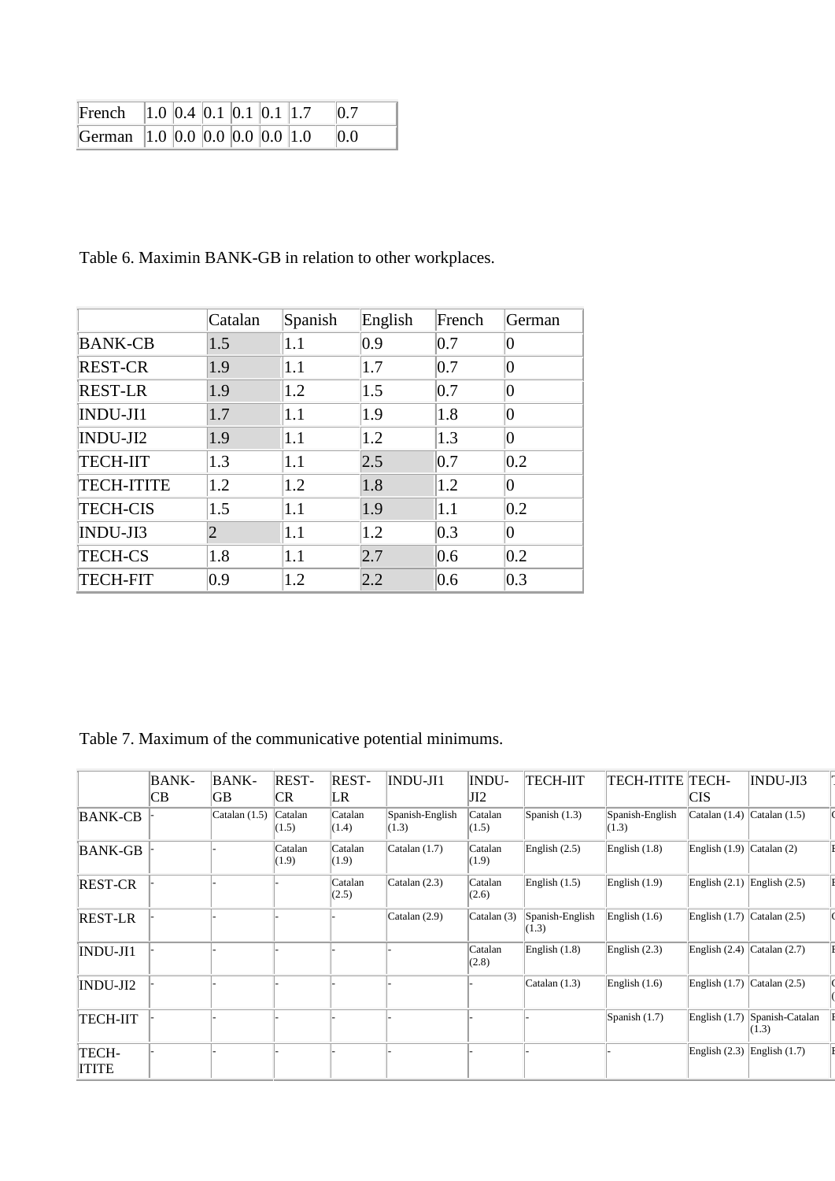| | | | | | | | |
|---|---|---|---|---|---|---|---|
| French | 1.0 | 0.4 | 0.1 | 0.1 | 0.1 | 1.7 | 0.7 |
| German | 1.0 | 0.0 | 0.0 | 0.0 | 0.0 | 1.0 | 0.0 |

Table 6. Maximin BANK-GB in relation to other workplaces.

| | Catalan | Spanish | English | French | German |
|---|---|---|---|---|---|
| BANK-CB | 1.5 | 1.1 | 0.9 | 0.7 | 0 |
| REST-CR | 1.9 | 1.1 | 1.7 | 0.7 | 0 |
| REST-LR | 1.9 | 1.2 | 1.5 | 0.7 | 0 |
| INDU-JI1 | 1.7 | 1.1 | 1.9 | 1.8 | 0 |
| INDU-JI2 | 1.9 | 1.1 | 1.2 | 1.3 | 0 |
| TECH-IIT | 1.3 | 1.1 | 2.5 | 0.7 | 0.2 |
| TECH-ITITE | 1.2 | 1.2 | 1.8 | 1.2 | 0 |
| TECH-CIS | 1.5 | 1.1 | 1.9 | 1.1 | 0.2 |
| INDU-JI3 | 2 | 1.1 | 1.2 | 0.3 | 0 |
| TECH-CS | 1.8 | 1.1 | 2.7 | 0.6 | 0.2 |
| TECH-FIT | 0.9 | 1.2 | 2.2 | 0.6 | 0.3 |

Table 7. Maximum of the communicative potential minimums.

| | BANK-CB | BANK-GB | REST-CR | REST-LR | INDU-JI1 | INDU-JI2 | TECH-IIT | TECH-ITITE | TECH-CIS | INDU-JI3 |
|---|---|---|---|---|---|---|---|---|---|---|
| BANK-CB | - | Catalan (1.5) | Catalan (1.5) | Catalan (1.4) | Spanish-English (1.3) | Catalan (1.5) | Spanish (1.3) | Spanish-English (1.3) | Catalan (1.4) | Catalan (1.5) |
| BANK-GB | - | - | Catalan (1.9) | Catalan (1.9) | Catalan (1.7) | Catalan (1.9) | English (2.5) | English (1.8) | English (1.9) | Catalan (2) |
| REST-CR | - | - | - | Catalan (2.5) | Catalan (2.3) | Catalan (2.6) | English (1.5) | English (1.9) | English (2.1) | English (2.5) |
| REST-LR | - | - | - | - | Catalan (2.9) | Catalan (3) | Spanish-English (1.3) | English (1.6) | English (1.7) | Catalan (2.5) |
| INDU-JI1 | - | - | - | - | - | Catalan (2.8) | English (1.8) | English (2.3) | English (2.4) | Catalan (2.7) |
| INDU-JI2 | - | - | - | - | - | - | Catalan (1.3) | English (1.6) | English (1.7) | Catalan (2.5) |
| TECH-IIT | - | - | - | - | - | - | - | Spanish (1.7) | English (1.7) | Spanish-Catalan (1.3) |
| TECH-ITITE | - | - | - | - | - | - | - | - | English (2.3) | English (1.7) |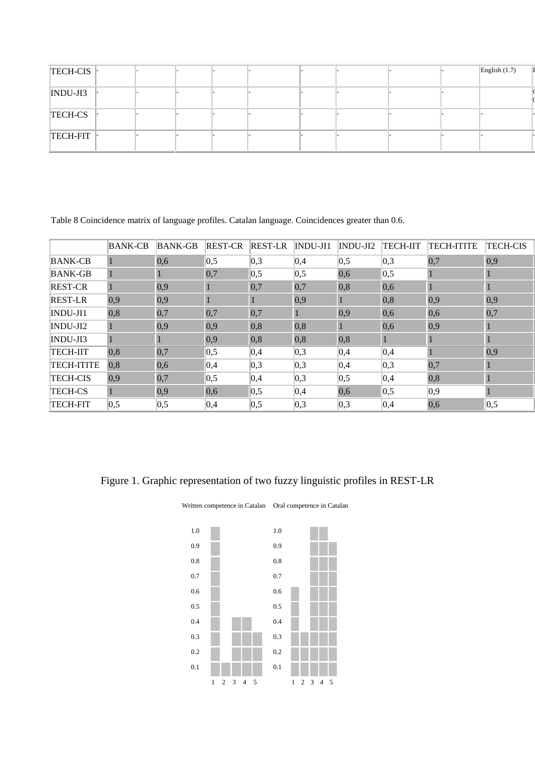| TECH-CIS | - | - | - | - | - | - | - | - | - | English (1.7) | E |
|---|---|---|---|---|---|---|---|---|---|---|---|
| INDU-JI3 | - | - | - | - | - | - | - | - | - | | C ( |
| TECH-CS | - | - | - | - | - | - | - | - | - | - | - |
| TECH-FIT | - | - | - | - | - | - | - | - | - | - | - |

Table 8 Coincidence matrix of language profiles. Catalan language. Coincidences greater than 0.6.

| | BANK-CB | BANK-GB | REST-CR | REST-LR | INDU-JI1 | INDU-JI2 | TECH-IIT | TECH-ITITE | TECH-CIS |
|---|---|---|---|---|---|---|---|---|---|
| BANK-CB | 1 | 0,6 | 0,5 | 0,3 | 0,4 | 0,5 | 0,3 | 0,7 | 0,9 |
| BANK-GB | 1 | 1 | 0,7 | 0,5 | 0,5 | 0,6 | 0,5 | 1 | 1 |
| REST-CR | 1 | 0,9 | 1 | 0,7 | 0,7 | 0,8 | 0,6 | 1 | 1 |
| REST-LR | 0,9 | 0,9 | 1 | 1 | 0,9 | 1 | 0,8 | 0,9 | 0,9 |
| INDU-JI1 | 0,8 | 0,7 | 0,7 | 0,7 | 1 | 0,9 | 0,6 | 0,6 | 0,7 |
| INDU-JI2 | 1 | 0,9 | 0,9 | 0,8 | 0,8 | 1 | 0,6 | 0,9 | 1 |
| INDU-JI3 | 1 | 1 | 0,9 | 0,8 | 0,8 | 0,8 | 1 | 1 | 1 |
| TECH-IIT | 0,8 | 0,7 | 0,5 | 0,4 | 0,3 | 0,4 | 0,4 | 1 | 0,9 |
| TECH-ITITE | 0,8 | 0,6 | 0,4 | 0,3 | 0,3 | 0,4 | 0,3 | 0,7 | 1 |
| TECH-CIS | 0,9 | 0,7 | 0,5 | 0,4 | 0,3 | 0,5 | 0,4 | 0,8 | 1 |
| TECH-CS | 1 | 0,9 | 0,6 | 0,5 | 0,4 | 0,6 | 0,5 | 0,9 | 1 |
| TECH-FIT | 0,5 | 0,5 | 0,4 | 0,5 | 0,3 | 0,3 | 0,4 | 0,6 | 0,5 |

Figure 1. Graphic representation of two fuzzy linguistic profiles in REST-LR

Written competence in Catalan    Oral competence in Catalan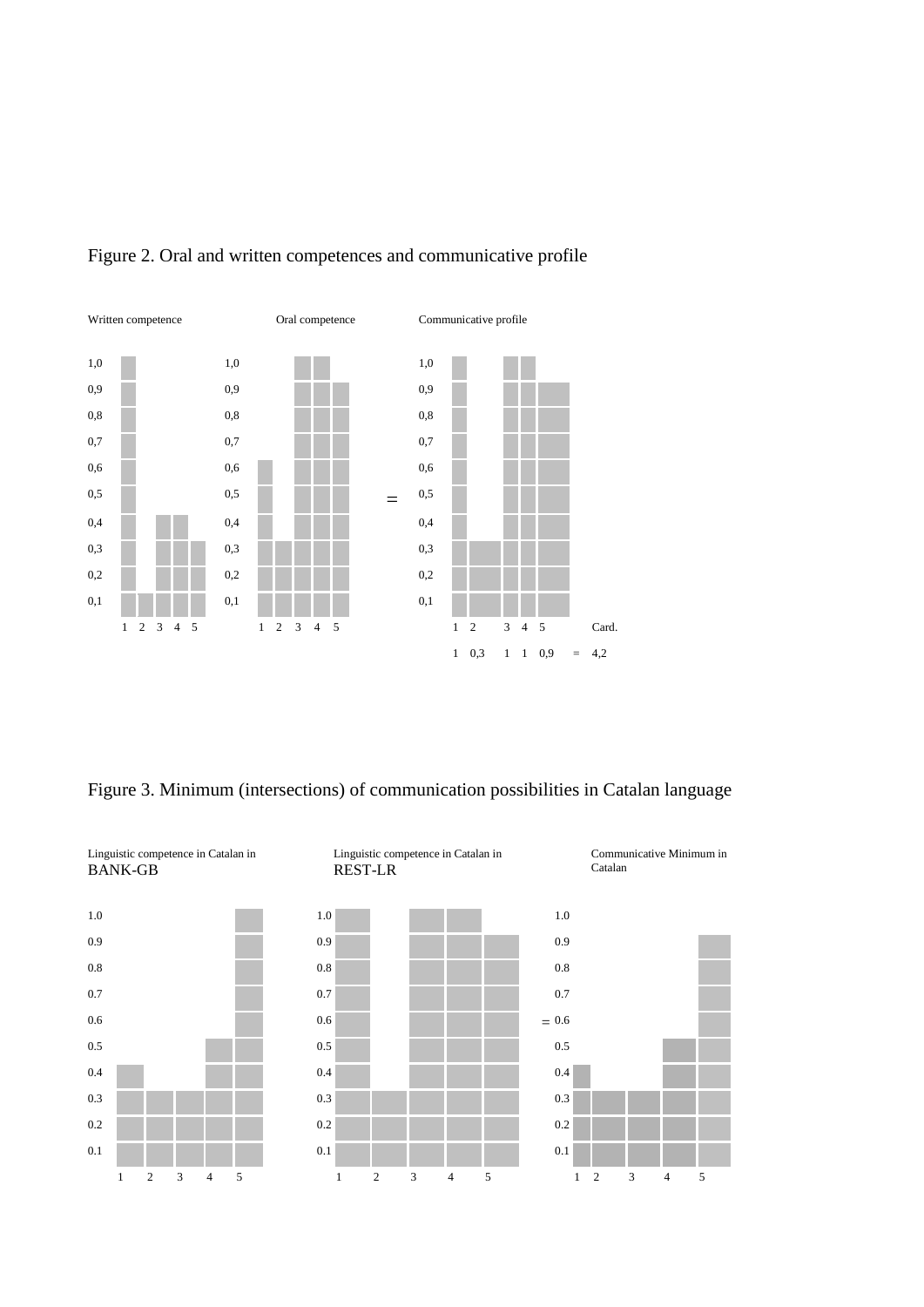Figure 2. Oral and written competences and communicative profile

Written competence

Oral competence

Communicative profile

| | 1 | 2 | 3 | 4 | 5 | Card. |
|---|---|---|---|---|---|---|
| Communicative profile | 1 | 0,3 | 1 | 1 | 0,9 | = 4,2 |

Figure 3. Minimum (intersections) of communication possibilities in Catalan language

Linguistic competence in Catalan in BANK-GB

Linguistic competence in Catalan in REST-LR

Communicative Minimum in Catalan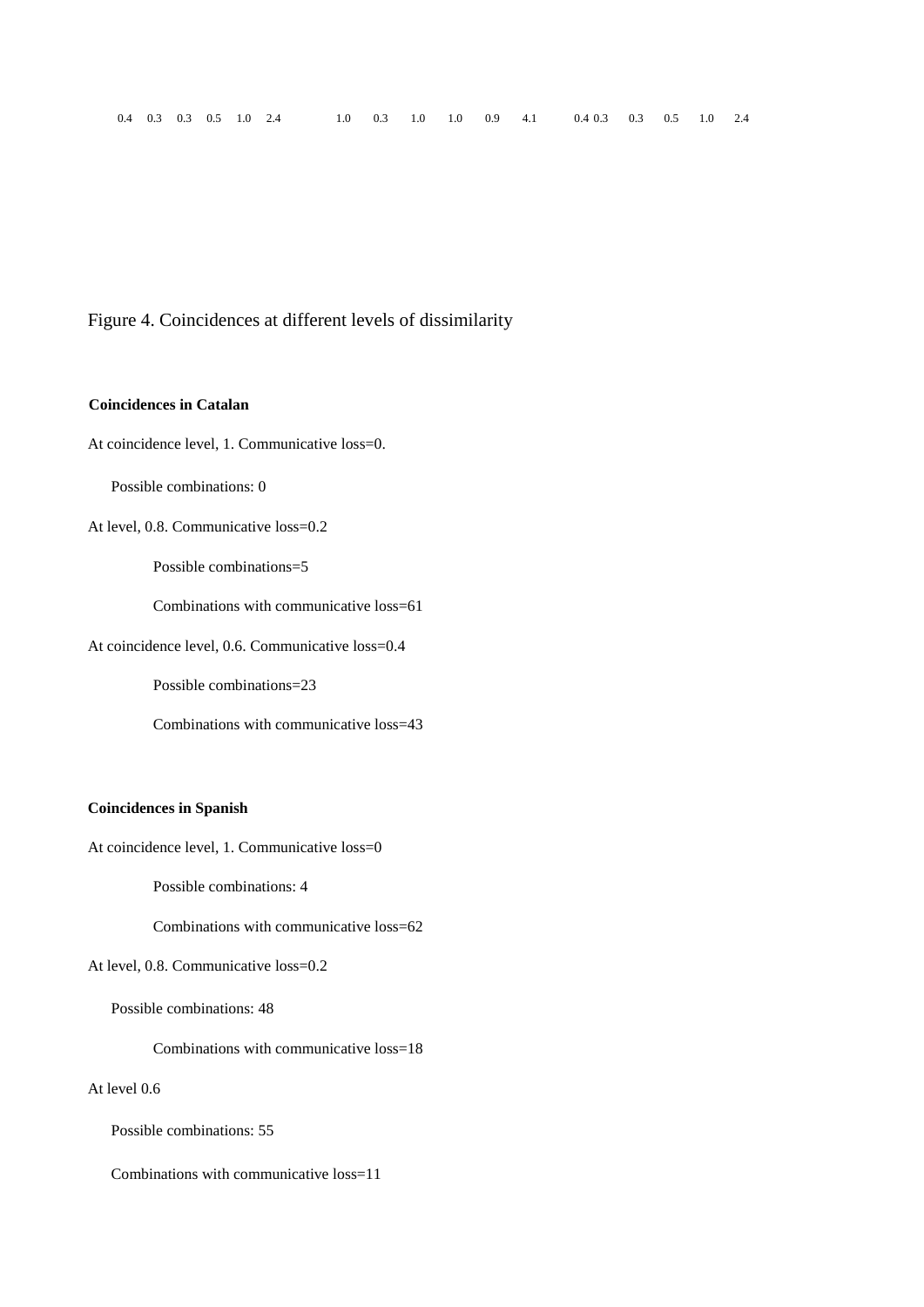0.4 0.3 0.3 0.5 1.0 2.4 1.0 0.3 1.0 1.0 0.9 4.1 0.4 0.3 0.3 0.5 1.0 2.4

Figure 4. Coincidences at different levels of dissimilarity

**Coincidences in Catalan**

At coincidence level, 1. Communicative loss=0.

Possible combinations: 0

At level, 0.8. Communicative loss=0.2

Possible combinations=5

Combinations with communicative loss=61

At coincidence level, 0.6. Communicative loss=0.4

Possible combinations=23

Combinations with communicative loss=43

**Coincidences in Spanish**

At coincidence level, 1. Communicative loss=0

Possible combinations: 4

Combinations with communicative loss=62

At level, 0.8. Communicative loss=0.2

Possible combinations: 48

Combinations with communicative loss=18

At level 0.6

Possible combinations: 55

Combinations with communicative loss=11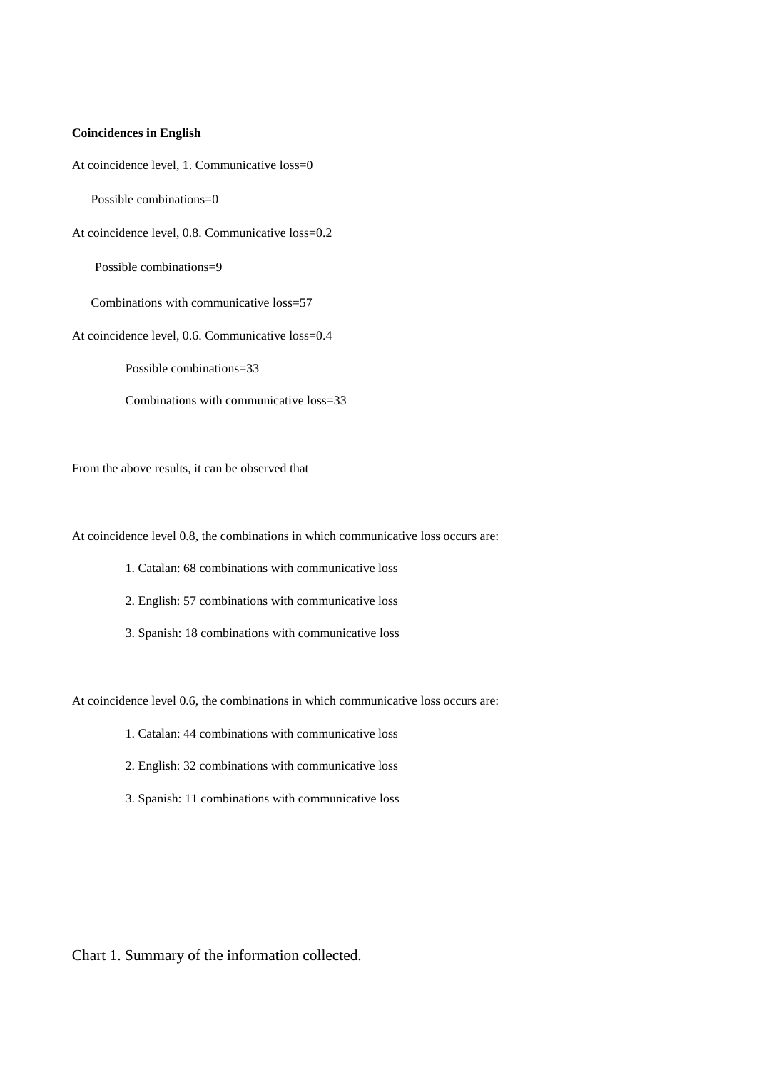**Coincidences in English**

At coincidence level, 1. Communicative loss=0

Possible combinations=0

At coincidence level, 0.8. Communicative loss=0.2

Possible combinations=9

Combinations with communicative loss=57

At coincidence level, 0.6. Communicative loss=0.4

Possible combinations=33

Combinations with communicative loss=33

From the above results, it can be observed that

At coincidence level 0.8, the combinations in which communicative loss occurs are:

1. Catalan: 68 combinations with communicative loss
2. English: 57 combinations with communicative loss
3. Spanish: 18 combinations with communicative loss

At coincidence level 0.6, the combinations in which communicative loss occurs are:

1. Catalan: 44 combinations with communicative loss
2. English: 32 combinations with communicative loss
3. Spanish: 11 combinations with communicative loss

Chart 1. Summary of the information collected.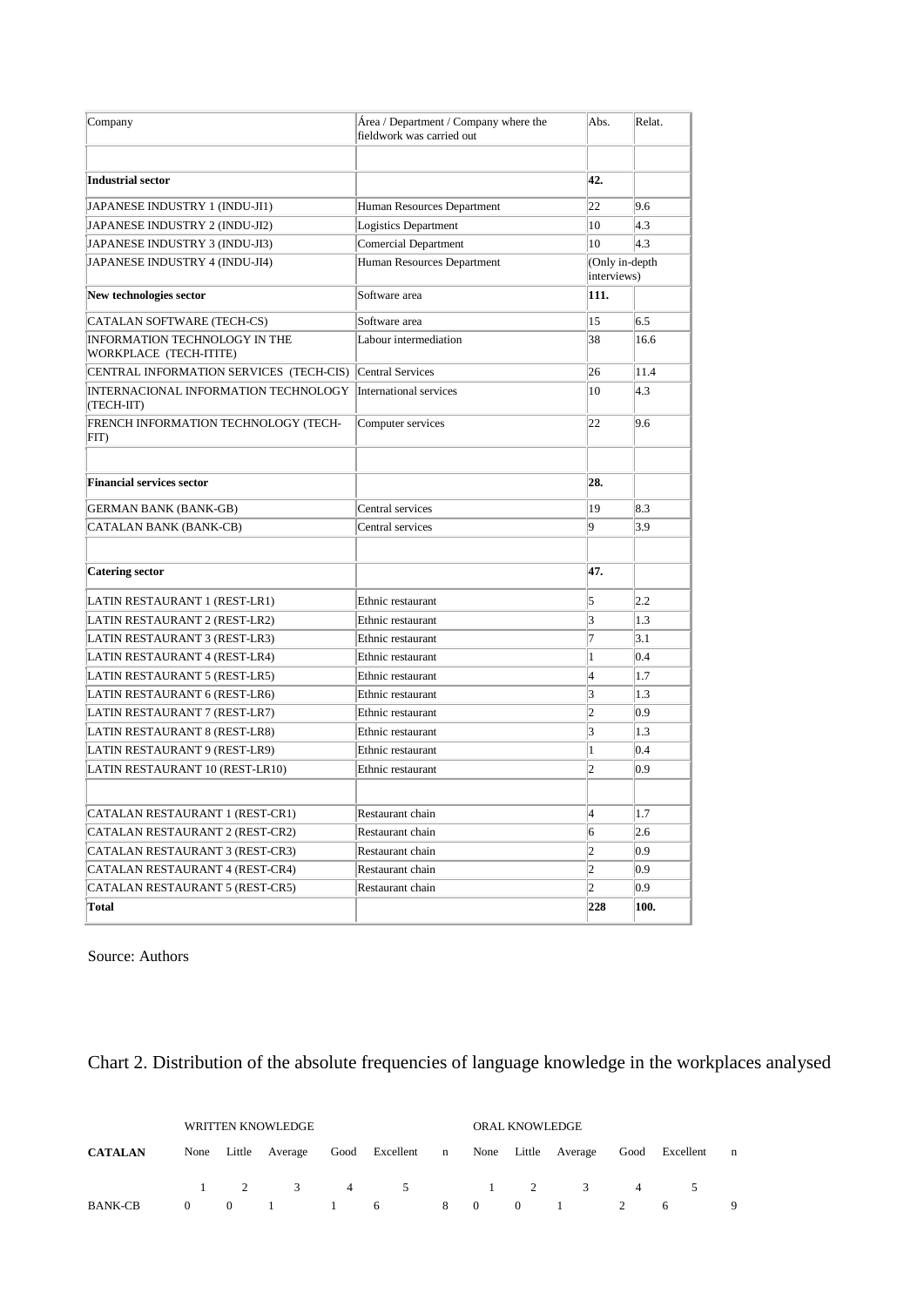| Company | Área / Department / Company where the fieldwork was carried out | Abs. | Relat. |
|---|---|---|---|
| | | | |
| **Industrial sector** | | **42.** | |
| JAPANESE INDUSTRY 1 (INDU-JI1) | Human Resources Department | 22 | 9.6 |
| JAPANESE INDUSTRY 2 (INDU-JI2) | Logistics Department | 10 | 4.3 |
| JAPANESE INDUSTRY 3 (INDU-JI3) | Comercial Department | 10 | 4.3 |
| JAPANESE INDUSTRY 4 (INDU-JI4) | Human Resources Department | (Only in-depth interviews) | |
| **New technologies sector** | Software area | **111.** | |
| CATALAN SOFTWARE (TECH-CS) | Software area | 15 | 6.5 |
| INFORMATION TECHNOLOGY IN THE WORKPLACE (TECH-ITITE) | Labour intermediation | 38 | 16.6 |
| CENTRAL INFORMATION SERVICES (TECH-CIS) | Central Services | 26 | 11.4 |
| INTERNACIONAL INFORMATION TECHNOLOGY (TECH-IIT) | International services | 10 | 4.3 |
| FRENCH INFORMATION TECHNOLOGY (TECH-FIT) | Computer services | 22 | 9.6 |
| | | | |
| **Financial services sector** | | **28.** | |
| GERMAN BANK (BANK-GB) | Central services | 19 | 8.3 |
| CATALAN BANK (BANK-CB) | Central services | 9 | 3.9 |
| | | | |
| **Catering sector** | | **47.** | |
| LATIN RESTAURANT 1 (REST-LR1) | Ethnic restaurant | 5 | 2.2 |
| LATIN RESTAURANT 2 (REST-LR2) | Ethnic restaurant | 3 | 1.3 |
| LATIN RESTAURANT 3 (REST-LR3) | Ethnic restaurant | 7 | 3.1 |
| LATIN RESTAURANT 4 (REST-LR4) | Ethnic restaurant | 1 | 0.4 |
| LATIN RESTAURANT 5 (REST-LR5) | Ethnic restaurant | 4 | 1.7 |
| LATIN RESTAURANT 6 (REST-LR6) | Ethnic restaurant | 3 | 1.3 |
| LATIN RESTAURANT 7 (REST-LR7) | Ethnic restaurant | 2 | 0.9 |
| LATIN RESTAURANT 8 (REST-LR8) | Ethnic restaurant | 3 | 1.3 |
| LATIN RESTAURANT 9 (REST-LR9) | Ethnic restaurant | 1 | 0.4 |
| LATIN RESTAURANT 10 (REST-LR10) | Ethnic restaurant | 2 | 0.9 |
| | | | |
| CATALAN RESTAURANT 1 (REST-CR1) | Restaurant chain | 4 | 1.7 |
| CATALAN RESTAURANT 2 (REST-CR2) | Restaurant chain | 6 | 2.6 |
| CATALAN RESTAURANT 3 (REST-CR3) | Restaurant chain | 2 | 0.9 |
| CATALAN RESTAURANT 4 (REST-CR4) | Restaurant chain | 2 | 0.9 |
| CATALAN RESTAURANT 5 (REST-CR5) | Restaurant chain | 2 | 0.9 |
| **Total** | | **228** | **100.** |

Source: Authors

## Chart 2. Distribution of the absolute frequencies of language knowledge in the workplaces analysed

| | WRITTEN KNOWLEDGE | | | | | | ORAL KNOWLEDGE | | | | | |
|---|---|---|---|---|---|---|---|---|---|---|---|---|
| **CATALAN** | None | Little | Average | Good | Excellent | n | None | Little | Average | Good | Excellent | n |
| | 1 | 2 | 3 | 4 | 5 | | 1 | 2 | 3 | 4 | 5 | |
| BANK-CB | 0 | 0 | 1 | 1 | 6 | 8 | 0 | 0 | 1 | 2 | 6 | 9 |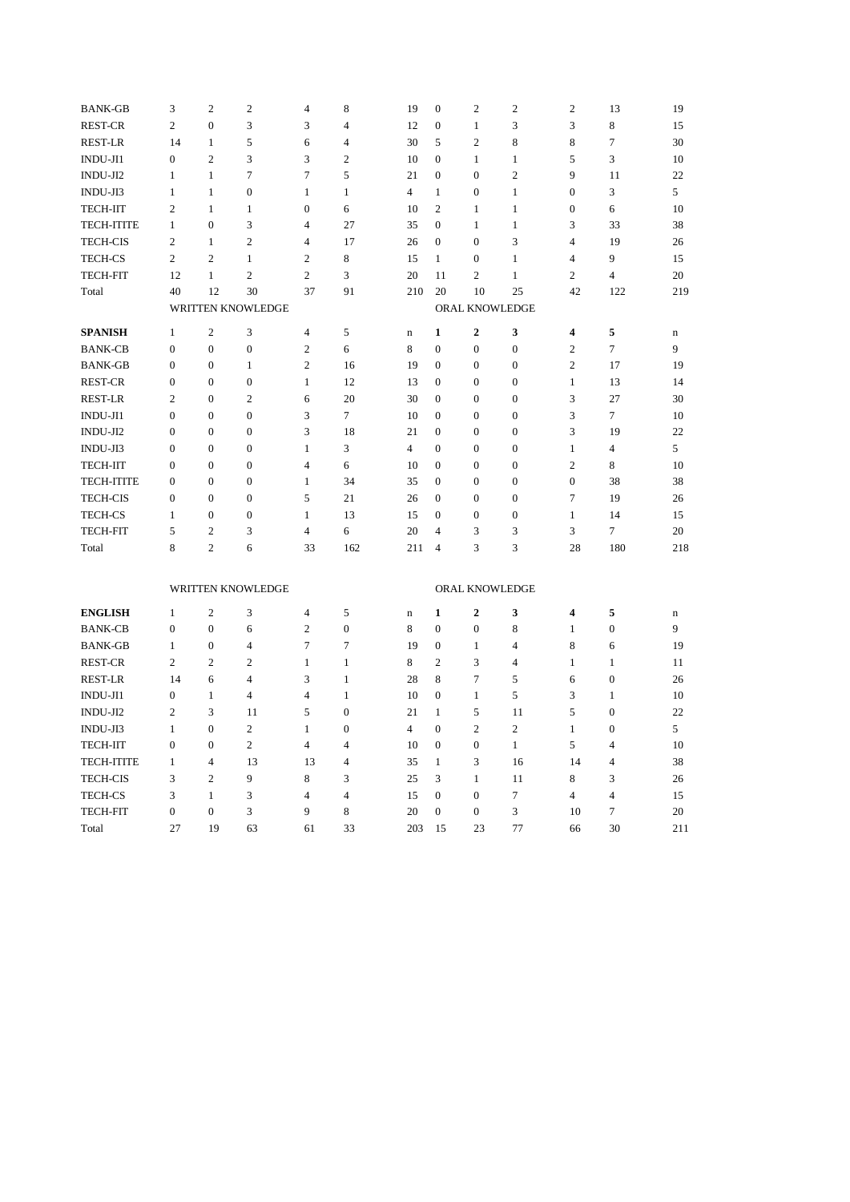| | | | | | | | | | | | | |
|---|---|---|---|---|---|---|---|---|---|---|---|---|
| BANK-GB | 3 | 2 | 2 | 4 | 8 | 19 | 0 | 2 | 2 | 2 | 13 | 19 |
| REST-CR | 2 | 0 | 3 | 3 | 4 | 12 | 0 | 1 | 3 | 3 | 8 | 15 |
| REST-LR | 14 | 1 | 5 | 6 | 4 | 30 | 5 | 2 | 8 | 8 | 7 | 30 |
| INDU-JI1 | 0 | 2 | 3 | 3 | 2 | 10 | 0 | 1 | 1 | 5 | 3 | 10 |
| INDU-JI2 | 1 | 1 | 7 | 7 | 5 | 21 | 0 | 0 | 2 | 9 | 11 | 22 |
| INDU-JI3 | 1 | 1 | 0 | 1 | 1 | 4 | 1 | 0 | 1 | 0 | 3 | 5 |
| TECH-IIT | 2 | 1 | 1 | 0 | 6 | 10 | 2 | 1 | 1 | 0 | 6 | 10 |
| TECH-ITITE | 1 | 0 | 3 | 4 | 27 | 35 | 0 | 1 | 1 | 3 | 33 | 38 |
| TECH-CIS | 2 | 1 | 2 | 4 | 17 | 26 | 0 | 0 | 3 | 4 | 19 | 26 |
| TECH-CS | 2 | 2 | 1 | 2 | 8 | 15 | 1 | 0 | 1 | 4 | 9 | 15 |
| TECH-FIT | 12 | 1 | 2 | 2 | 3 | 20 | 11 | 2 | 1 | 2 | 4 | 20 |
| Total | 40 | 12 | 30 | 37 | 91 | 210 | 20 | 10 | 25 | 42 | 122 | 219 |

| | WRITTEN KNOWLEDGE | | | | | | ORAL KNOWLEDGE | | | | | |
|---|---|---|---|---|---|---|---|---|---|---|---|---|
| **SPANISH** | 1 | 2 | 3 | 4 | 5 | n | **1** | **2** | **3** | **4** | **5** | n |
| BANK-CB | 0 | 0 | 0 | 2 | 6 | 8 | 0 | 0 | 0 | 2 | 7 | 9 |
| BANK-GB | 0 | 0 | 1 | 2 | 16 | 19 | 0 | 0 | 0 | 2 | 17 | 19 |
| REST-CR | 0 | 0 | 0 | 1 | 12 | 13 | 0 | 0 | 0 | 1 | 13 | 14 |
| REST-LR | 2 | 0 | 2 | 6 | 20 | 30 | 0 | 0 | 0 | 3 | 27 | 30 |
| INDU-JI1 | 0 | 0 | 0 | 3 | 7 | 10 | 0 | 0 | 0 | 3 | 7 | 10 |
| INDU-JI2 | 0 | 0 | 0 | 3 | 18 | 21 | 0 | 0 | 0 | 3 | 19 | 22 |
| INDU-JI3 | 0 | 0 | 0 | 1 | 3 | 4 | 0 | 0 | 0 | 1 | 4 | 5 |
| TECH-IIT | 0 | 0 | 0 | 4 | 6 | 10 | 0 | 0 | 0 | 2 | 8 | 10 |
| TECH-ITITE | 0 | 0 | 0 | 1 | 34 | 35 | 0 | 0 | 0 | 0 | 38 | 38 |
| TECH-CIS | 0 | 0 | 0 | 5 | 21 | 26 | 0 | 0 | 0 | 7 | 19 | 26 |
| TECH-CS | 1 | 0 | 0 | 1 | 13 | 15 | 0 | 0 | 0 | 1 | 14 | 15 |
| TECH-FIT | 5 | 2 | 3 | 4 | 6 | 20 | 4 | 3 | 3 | 3 | 7 | 20 |
| Total | 8 | 2 | 6 | 33 | 162 | 211 | 4 | 3 | 3 | 28 | 180 | 218 |

| | WRITTEN KNOWLEDGE | | | | | | ORAL KNOWLEDGE | | | | | |
|---|---|---|---|---|---|---|---|---|---|---|---|---|
| **ENGLISH** | 1 | 2 | 3 | 4 | 5 | n | **1** | **2** | **3** | **4** | **5** | n |
| BANK-CB | 0 | 0 | 6 | 2 | 0 | 8 | 0 | 0 | 8 | 1 | 0 | 9 |
| BANK-GB | 1 | 0 | 4 | 7 | 7 | 19 | 0 | 1 | 4 | 8 | 6 | 19 |
| REST-CR | 2 | 2 | 2 | 1 | 1 | 8 | 2 | 3 | 4 | 1 | 1 | 11 |
| REST-LR | 14 | 6 | 4 | 3 | 1 | 28 | 8 | 7 | 5 | 6 | 0 | 26 |
| INDU-JI1 | 0 | 1 | 4 | 4 | 1 | 10 | 0 | 1 | 5 | 3 | 1 | 10 |
| INDU-JI2 | 2 | 3 | 11 | 5 | 0 | 21 | 1 | 5 | 11 | 5 | 0 | 22 |
| INDU-JI3 | 1 | 0 | 2 | 1 | 0 | 4 | 0 | 2 | 2 | 1 | 0 | 5 |
| TECH-IIT | 0 | 0 | 2 | 4 | 4 | 10 | 0 | 0 | 1 | 5 | 4 | 10 |
| TECH-ITITE | 1 | 4 | 13 | 13 | 4 | 35 | 1 | 3 | 16 | 14 | 4 | 38 |
| TECH-CIS | 3 | 2 | 9 | 8 | 3 | 25 | 3 | 1 | 11 | 8 | 3 | 26 |
| TECH-CS | 3 | 1 | 3 | 4 | 4 | 15 | 0 | 0 | 7 | 4 | 4 | 15 |
| TECH-FIT | 0 | 0 | 3 | 9 | 8 | 20 | 0 | 0 | 3 | 10 | 7 | 20 |
| Total | 27 | 19 | 63 | 61 | 33 | 203 | 15 | 23 | 77 | 66 | 30 | 211 |